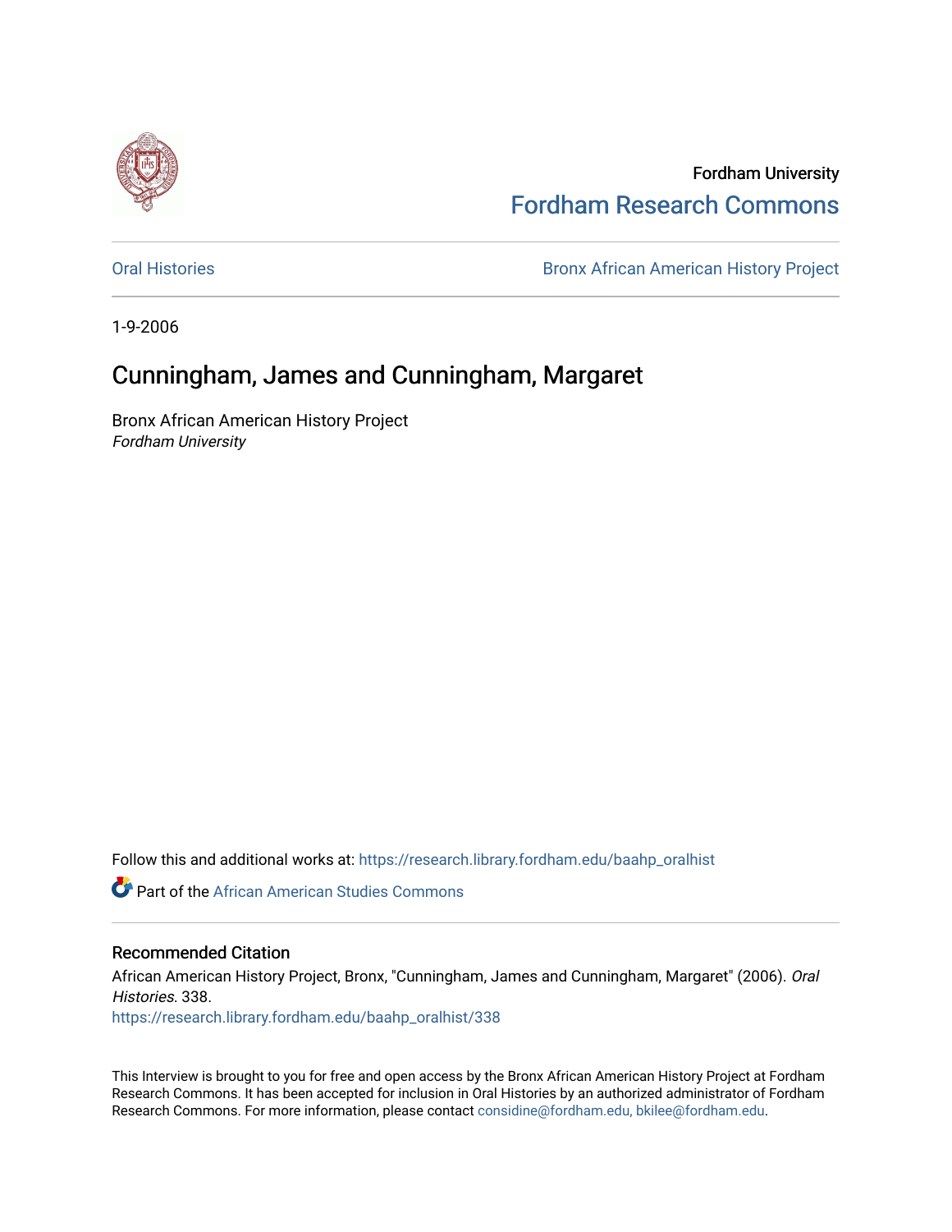Fordham University

Fordham Research Commons

Oral Histories | Bronx African American History Project

1-9-2006

# Cunningham, James and Cunningham, Margaret

Bronx African American History Project

*Fordham University*

Follow this and additional works at: https://research.library.fordham.edu/baahp_oralhist

Part of the African American Studies Commons

## Recommended Citation

African American History Project, Bronx, "Cunningham, James and Cunningham, Margaret" (2006). *Oral Histories*. 338.

https://research.library.fordham.edu/baahp_oralhist/338

This Interview is brought to you for free and open access by the Bronx African American History Project at Fordham Research Commons. It has been accepted for inclusion in Oral Histories by an authorized administrator of Fordham Research Commons. For more information, please contact considine@fordham.edu, bkilee@fordham.edu.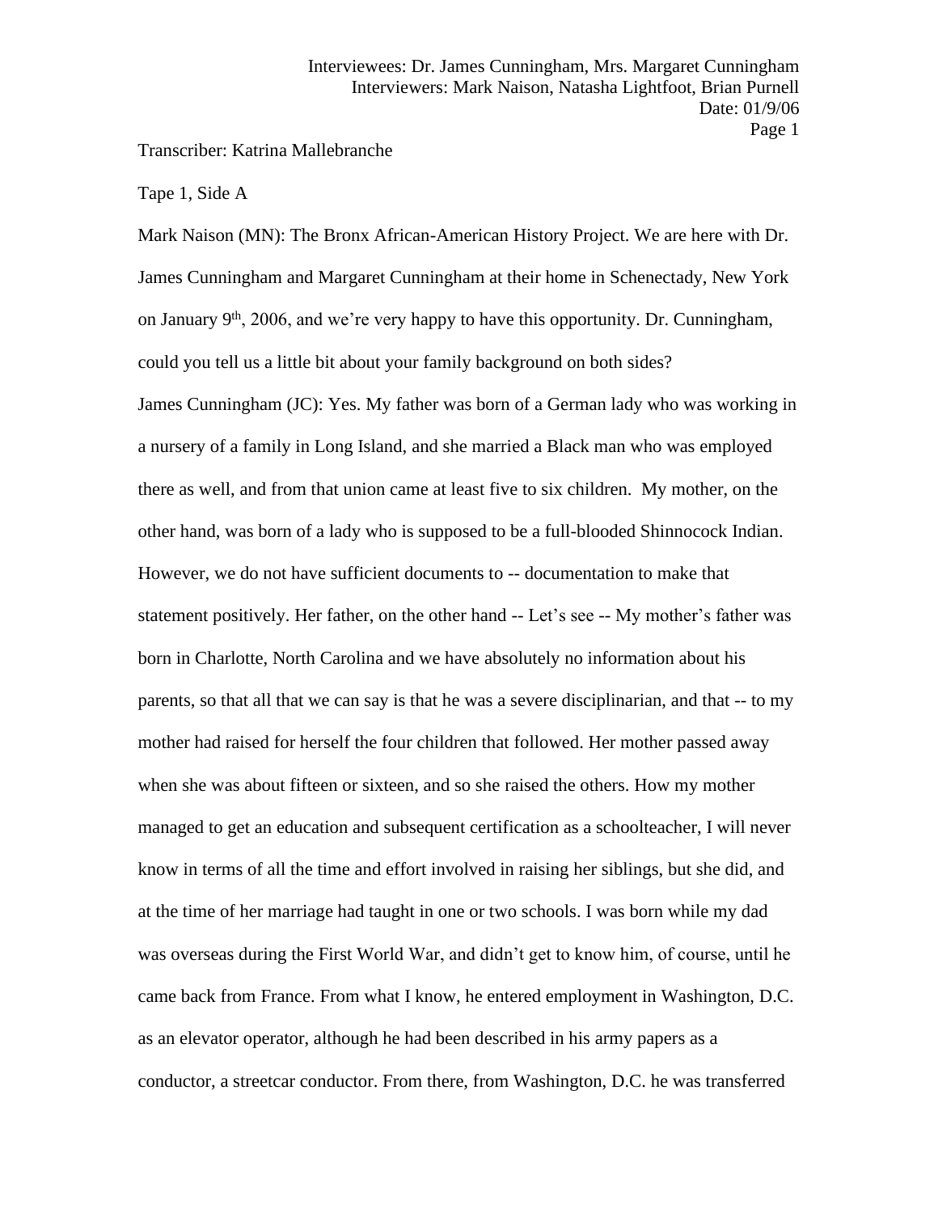Transcriber: Katrina Mallebranche

Tape 1, Side A

Mark Naison (MN): The Bronx African-American History Project. We are here with Dr. James Cunningham and Margaret Cunningham at their home in Schenectady, New York on January 9th, 2006, and we're very happy to have this opportunity. Dr. Cunningham, could you tell us a little bit about your family background on both sides?

James Cunningham (JC): Yes. My father was born of a German lady who was working in a nursery of a family in Long Island, and she married a Black man who was employed there as well, and from that union came at least five to six children. My mother, on the other hand, was born of a lady who is supposed to be a full-blooded Shinnocock Indian. However, we do not have sufficient documents to -- documentation to make that statement positively. Her father, on the other hand -- Let's see -- My mother's father was born in Charlotte, North Carolina and we have absolutely no information about his parents, so that all that we can say is that he was a severe disciplinarian, and that -- to my mother had raised for herself the four children that followed. Her mother passed away when she was about fifteen or sixteen, and so she raised the others. How my mother managed to get an education and subsequent certification as a schoolteacher, I will never know in terms of all the time and effort involved in raising her siblings, but she did, and at the time of her marriage had taught in one or two schools. I was born while my dad was overseas during the First World War, and didn't get to know him, of course, until he came back from France. From what I know, he entered employment in Washington, D.C. as an elevator operator, although he had been described in his army papers as a conductor, a streetcar conductor. From there, from Washington, D.C. he was transferred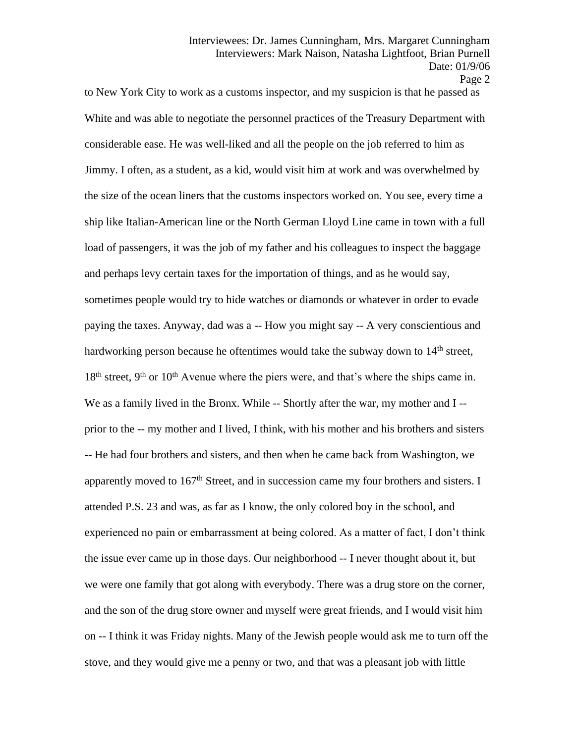to New York City to work as a customs inspector, and my suspicion is that he passed as White and was able to negotiate the personnel practices of the Treasury Department with considerable ease. He was well-liked and all the people on the job referred to him as Jimmy. I often, as a student, as a kid, would visit him at work and was overwhelmed by the size of the ocean liners that the customs inspectors worked on. You see, every time a ship like Italian-American line or the North German Lloyd Line came in town with a full load of passengers, it was the job of my father and his colleagues to inspect the baggage and perhaps levy certain taxes for the importation of things, and as he would say, sometimes people would try to hide watches or diamonds or whatever in order to evade paying the taxes. Anyway, dad was a -- How you might say -- A very conscientious and hardworking person because he oftentimes would take the subway down to 14th street, 18th street, 9th or 10th Avenue where the piers were, and that's where the ships came in. We as a family lived in the Bronx. While -- Shortly after the war, my mother and I -- prior to the -- my mother and I lived, I think, with his mother and his brothers and sisters -- He had four brothers and sisters, and then when he came back from Washington, we apparently moved to 167th Street, and in succession came my four brothers and sisters. I attended P.S. 23 and was, as far as I know, the only colored boy in the school, and experienced no pain or embarrassment at being colored. As a matter of fact, I don't think the issue ever came up in those days. Our neighborhood -- I never thought about it, but we were one family that got along with everybody. There was a drug store on the corner, and the son of the drug store owner and myself were great friends, and I would visit him on -- I think it was Friday nights. Many of the Jewish people would ask me to turn off the stove, and they would give me a penny or two, and that was a pleasant job with little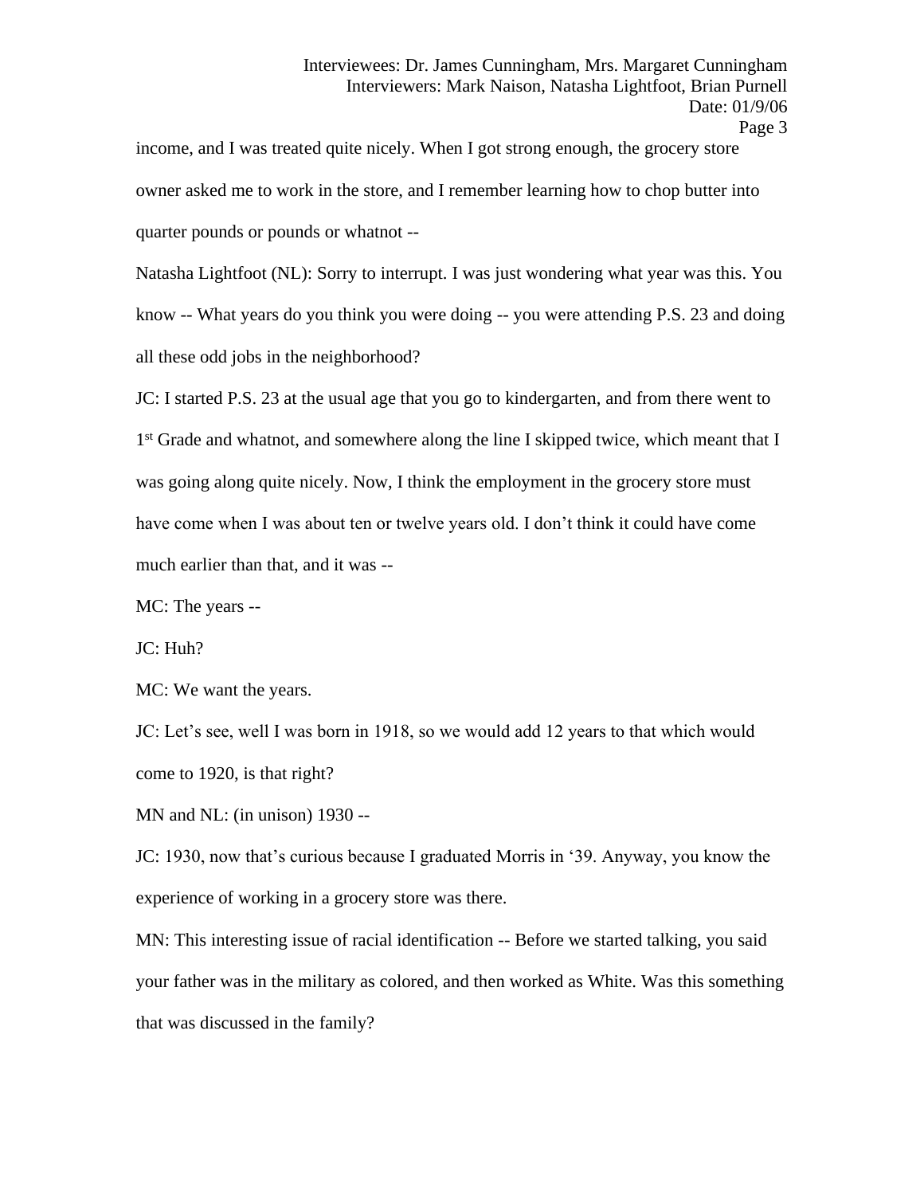income, and I was treated quite nicely. When I got strong enough, the grocery store owner asked me to work in the store, and I remember learning how to chop butter into quarter pounds or pounds or whatnot --

Natasha Lightfoot (NL): Sorry to interrupt. I was just wondering what year was this. You know -- What years do you think you were doing -- you were attending P.S. 23 and doing all these odd jobs in the neighborhood?

JC: I started P.S. 23 at the usual age that you go to kindergarten, and from there went to 1st Grade and whatnot, and somewhere along the line I skipped twice, which meant that I was going along quite nicely. Now, I think the employment in the grocery store must have come when I was about ten or twelve years old. I don't think it could have come much earlier than that, and it was --

MC: The years --

JC: Huh?

MC: We want the years.

JC: Let's see, well I was born in 1918, so we would add 12 years to that which would come to 1920, is that right?

MN and NL: (in unison) 1930 --

JC: 1930, now that's curious because I graduated Morris in '39. Anyway, you know the experience of working in a grocery store was there.

MN: This interesting issue of racial identification -- Before we started talking, you said your father was in the military as colored, and then worked as White. Was this something that was discussed in the family?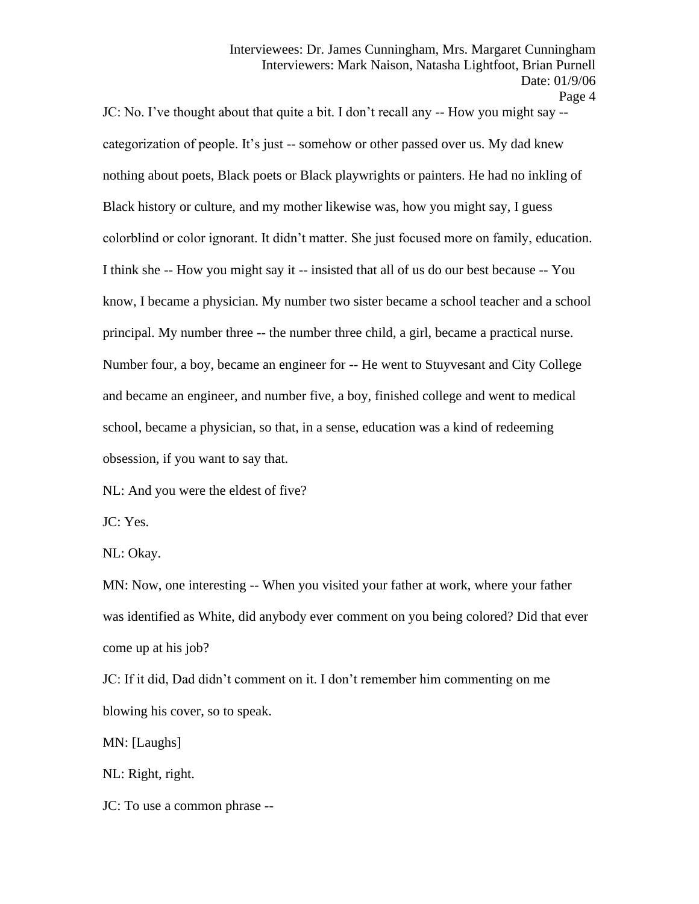JC: No. I’ve thought about that quite a bit. I don’t recall any -- How you might say -- categorization of people. It’s just -- somehow or other passed over us. My dad knew nothing about poets, Black poets or Black playwrights or painters. He had no inkling of Black history or culture, and my mother likewise was, how you might say, I guess colorblind or color ignorant. It didn’t matter. She just focused more on family, education. I think she -- How you might say it -- insisted that all of us do our best because -- You know, I became a physician. My number two sister became a school teacher and a school principal. My number three -- the number three child, a girl, became a practical nurse. Number four, a boy, became an engineer for -- He went to Stuyvesant and City College and became an engineer, and number five, a boy, finished college and went to medical school, became a physician, so that, in a sense, education was a kind of redeeming obsession, if you want to say that.

NL: And you were the eldest of five?

JC: Yes.

NL: Okay.

MN: Now, one interesting -- When you visited your father at work, where your father was identified as White, did anybody ever comment on you being colored? Did that ever come up at his job?

JC: If it did, Dad didn’t comment on it. I don’t remember him commenting on me blowing his cover, so to speak.

MN: [Laughs]

NL: Right, right.

JC: To use a common phrase --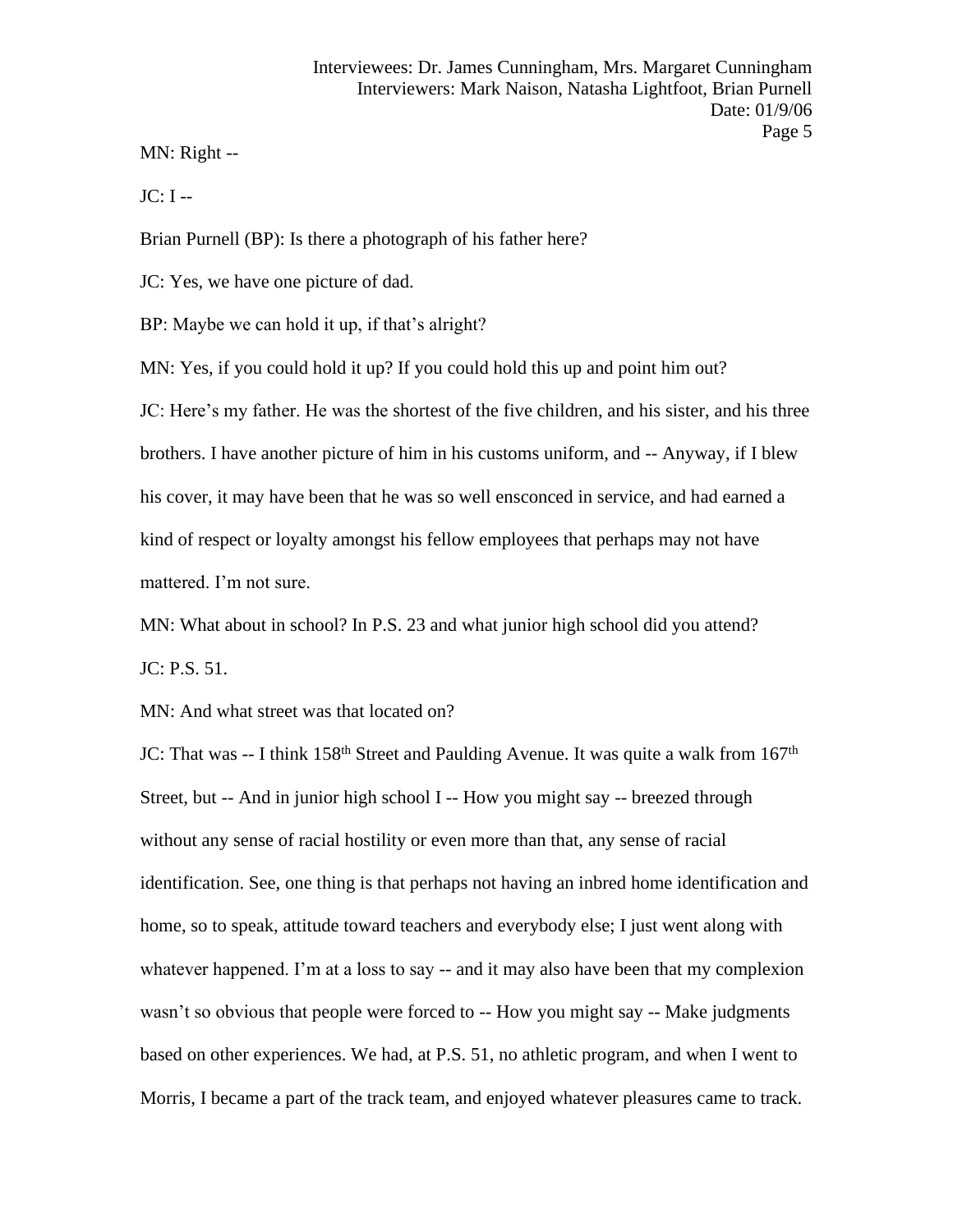MN: Right --

JC: I --

Brian Purnell (BP): Is there a photograph of his father here?

JC: Yes, we have one picture of dad.

BP: Maybe we can hold it up, if that's alright?

MN: Yes, if you could hold it up? If you could hold this up and point him out?

JC: Here's my father. He was the shortest of the five children, and his sister, and his three brothers. I have another picture of him in his customs uniform, and -- Anyway, if I blew his cover, it may have been that he was so well ensconced in service, and had earned a kind of respect or loyalty amongst his fellow employees that perhaps may not have mattered. I'm not sure.

MN: What about in school? In P.S. 23 and what junior high school did you attend?

JC: P.S. 51.

MN: And what street was that located on?

JC: That was -- I think 158th Street and Paulding Avenue. It was quite a walk from 167th Street, but -- And in junior high school I -- How you might say -- breezed through without any sense of racial hostility or even more than that, any sense of racial identification. See, one thing is that perhaps not having an inbred home identification and home, so to speak, attitude toward teachers and everybody else; I just went along with whatever happened. I'm at a loss to say -- and it may also have been that my complexion wasn't so obvious that people were forced to -- How you might say -- Make judgments based on other experiences. We had, at P.S. 51, no athletic program, and when I went to Morris, I became a part of the track team, and enjoyed whatever pleasures came to track.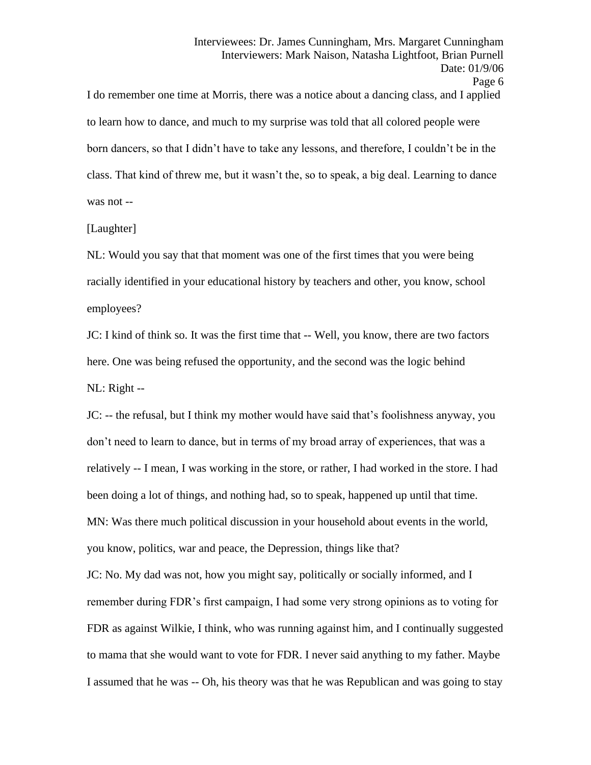I do remember one time at Morris, there was a notice about a dancing class, and I applied to learn how to dance, and much to my surprise was told that all colored people were born dancers, so that I didn't have to take any lessons, and therefore, I couldn't be in the class. That kind of threw me, but it wasn't the, so to speak, a big deal. Learning to dance was not --

[Laughter]

NL: Would you say that that moment was one of the first times that you were being racially identified in your educational history by teachers and other, you know, school employees?

JC: I kind of think so. It was the first time that -- Well, you know, there are two factors here. One was being refused the opportunity, and the second was the logic behind

NL: Right --

JC: -- the refusal, but I think my mother would have said that's foolishness anyway, you don't need to learn to dance, but in terms of my broad array of experiences, that was a relatively -- I mean, I was working in the store, or rather, I had worked in the store. I had been doing a lot of things, and nothing had, so to speak, happened up until that time.

MN: Was there much political discussion in your household about events in the world, you know, politics, war and peace, the Depression, things like that?

JC: No. My dad was not, how you might say, politically or socially informed, and I remember during FDR's first campaign, I had some very strong opinions as to voting for FDR as against Wilkie, I think, who was running against him, and I continually suggested to mama that she would want to vote for FDR. I never said anything to my father. Maybe I assumed that he was -- Oh, his theory was that he was Republican and was going to stay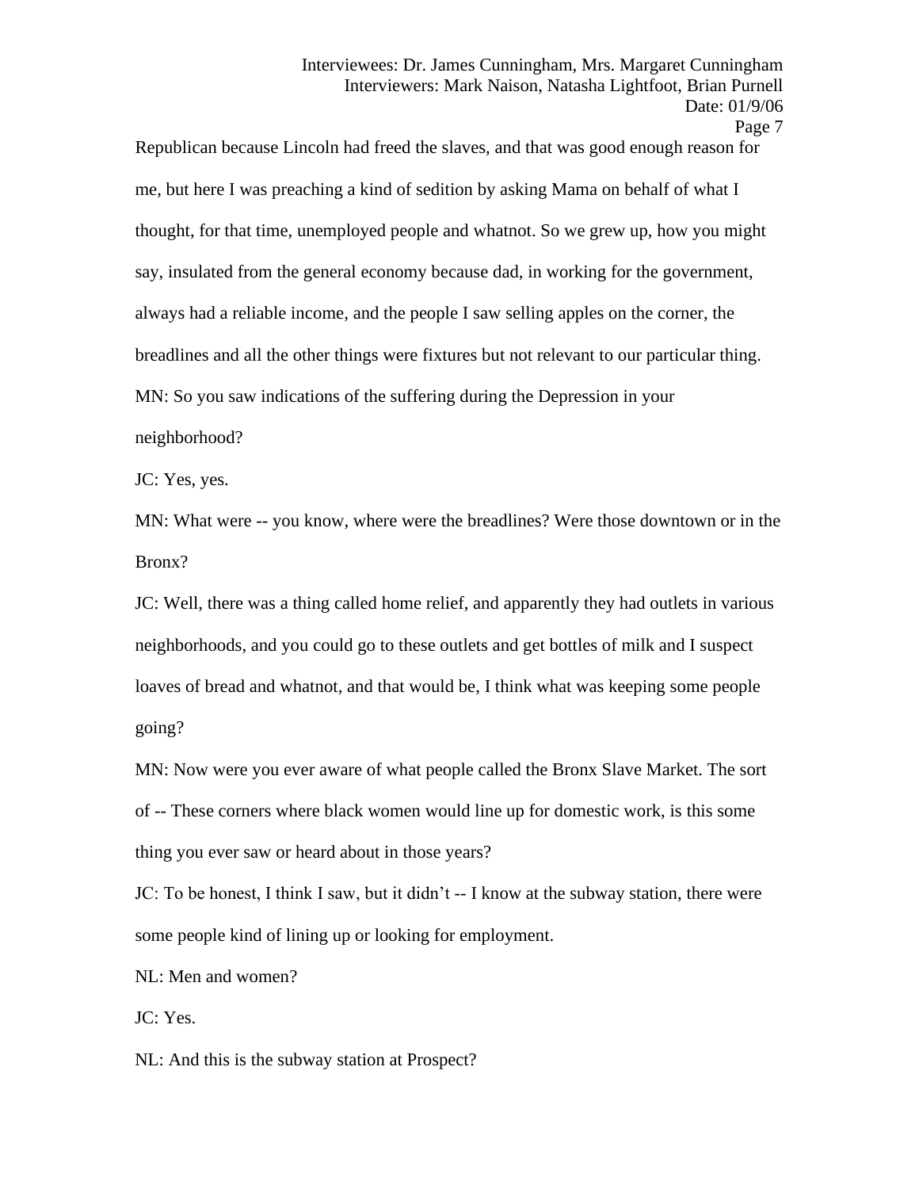Republican because Lincoln had freed the slaves, and that was good enough reason for me, but here I was preaching a kind of sedition by asking Mama on behalf of what I thought, for that time, unemployed people and whatnot. So we grew up, how you might say, insulated from the general economy because dad, in working for the government, always had a reliable income, and the people I saw selling apples on the corner, the breadlines and all the other things were fixtures but not relevant to our particular thing.

MN: So you saw indications of the suffering during the Depression in your neighborhood?

JC: Yes, yes.

MN: What were -- you know, where were the breadlines? Were those downtown or in the Bronx?

JC: Well, there was a thing called home relief, and apparently they had outlets in various neighborhoods, and you could go to these outlets and get bottles of milk and I suspect loaves of bread and whatnot, and that would be, I think what was keeping some people going?

MN: Now were you ever aware of what people called the Bronx Slave Market. The sort of -- These corners where black women would line up for domestic work, is this some thing you ever saw or heard about in those years?

JC: To be honest, I think I saw, but it didn't -- I know at the subway station, there were some people kind of lining up or looking for employment.

NL: Men and women?

JC: Yes.

NL: And this is the subway station at Prospect?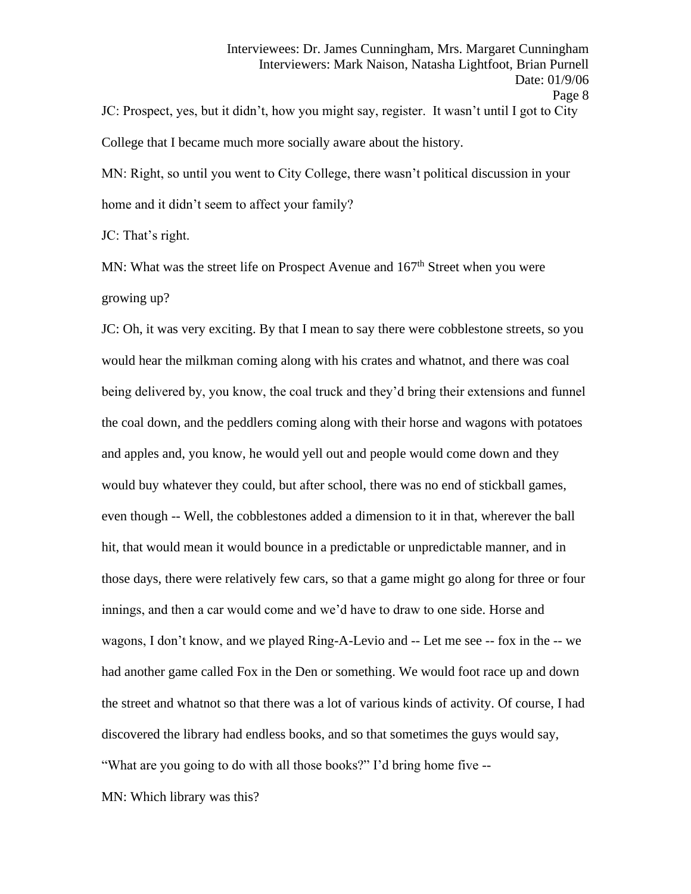JC: Prospect, yes, but it didn't, how you might say, register. It wasn't until I got to City College that I became much more socially aware about the history.

MN: Right, so until you went to City College, there wasn't political discussion in your home and it didn't seem to affect your family?

JC: That's right.

MN: What was the street life on Prospect Avenue and 167th Street when you were growing up?

JC: Oh, it was very exciting. By that I mean to say there were cobblestone streets, so you would hear the milkman coming along with his crates and whatnot, and there was coal being delivered by, you know, the coal truck and they'd bring their extensions and funnel the coal down, and the peddlers coming along with their horse and wagons with potatoes and apples and, you know, he would yell out and people would come down and they would buy whatever they could, but after school, there was no end of stickball games, even though -- Well, the cobblestones added a dimension to it in that, wherever the ball hit, that would mean it would bounce in a predictable or unpredictable manner, and in those days, there were relatively few cars, so that a game might go along for three or four innings, and then a car would come and we'd have to draw to one side. Horse and wagons, I don't know, and we played Ring-A-Levio and -- Let me see -- fox in the -- we had another game called Fox in the Den or something. We would foot race up and down the street and whatnot so that there was a lot of various kinds of activity. Of course, I had discovered the library had endless books, and so that sometimes the guys would say, "What are you going to do with all those books?" I'd bring home five --

MN: Which library was this?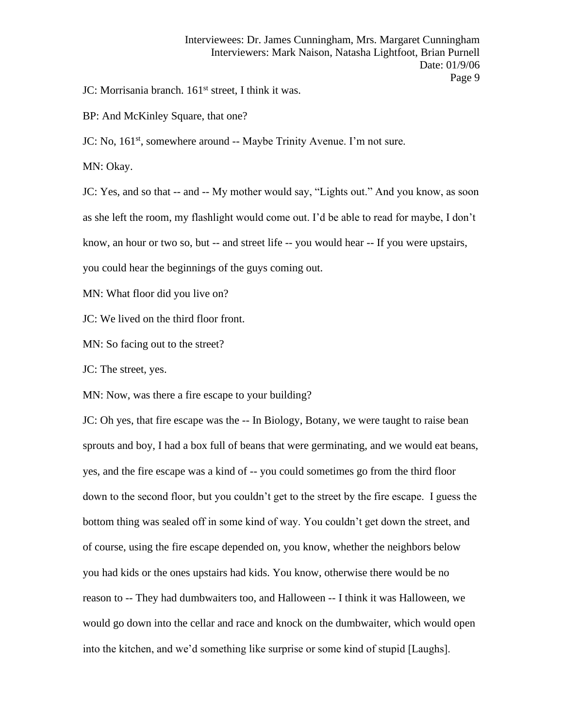JC: Morrisania branch. 161st street, I think it was.

BP: And McKinley Square, that one?

JC: No, 161st, somewhere around -- Maybe Trinity Avenue. I'm not sure.

MN: Okay.

JC: Yes, and so that -- and -- My mother would say, "Lights out." And you know, as soon as she left the room, my flashlight would come out. I'd be able to read for maybe, I don't know, an hour or two so, but -- and street life -- you would hear -- If you were upstairs, you could hear the beginnings of the guys coming out.

MN: What floor did you live on?

JC: We lived on the third floor front.

MN: So facing out to the street?

JC: The street, yes.

MN: Now, was there a fire escape to your building?

JC: Oh yes, that fire escape was the -- In Biology, Botany, we were taught to raise bean sprouts and boy, I had a box full of beans that were germinating, and we would eat beans, yes, and the fire escape was a kind of -- you could sometimes go from the third floor down to the second floor, but you couldn't get to the street by the fire escape. I guess the bottom thing was sealed off in some kind of way. You couldn't get down the street, and of course, using the fire escape depended on, you know, whether the neighbors below you had kids or the ones upstairs had kids. You know, otherwise there would be no reason to -- They had dumbwaiters too, and Halloween -- I think it was Halloween, we would go down into the cellar and race and knock on the dumbwaiter, which would open into the kitchen, and we'd something like surprise or some kind of stupid [Laughs].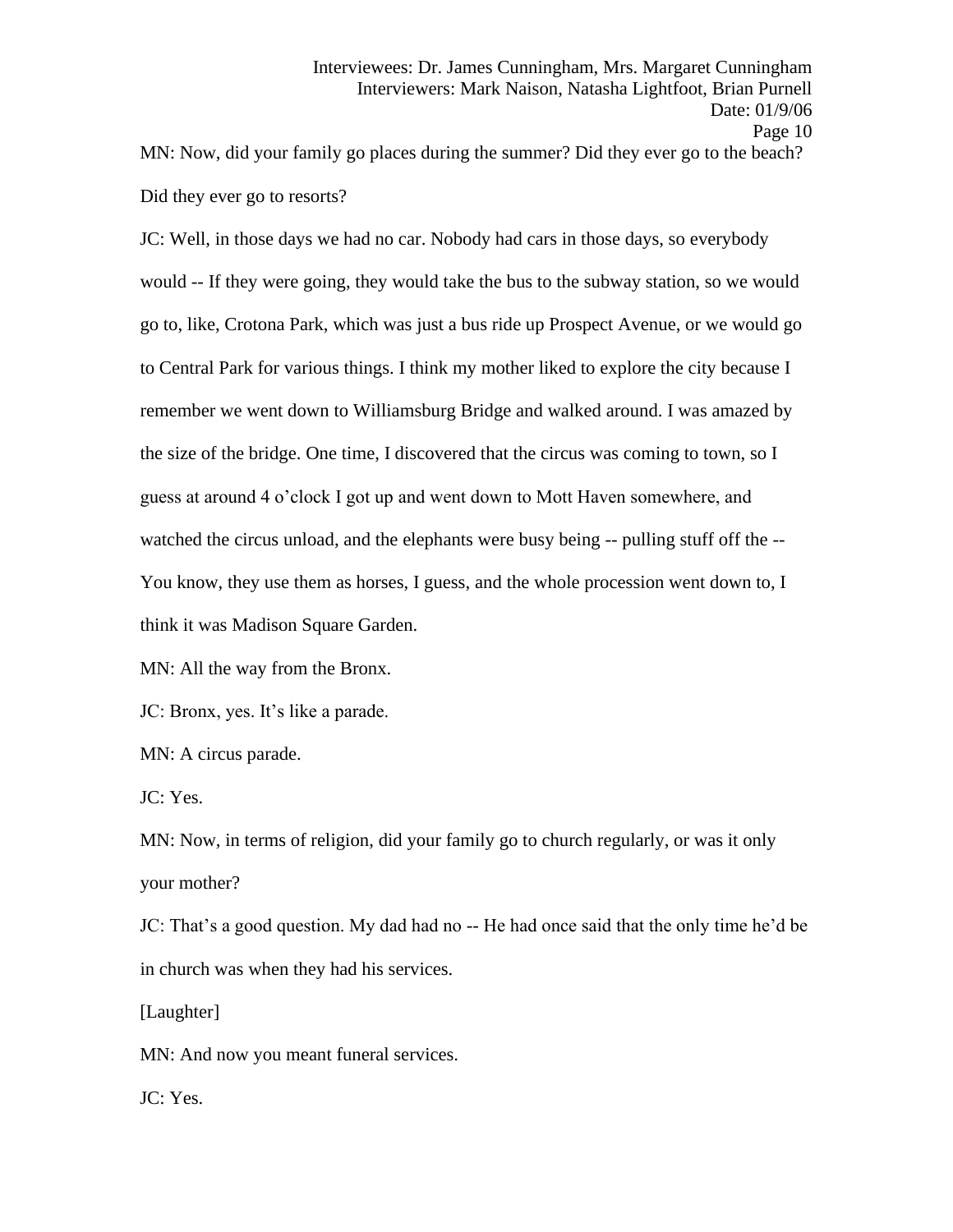MN: Now, did your family go places during the summer? Did they ever go to the beach? Did they ever go to resorts?

JC: Well, in those days we had no car. Nobody had cars in those days, so everybody would -- If they were going, they would take the bus to the subway station, so we would go to, like, Crotona Park, which was just a bus ride up Prospect Avenue, or we would go to Central Park for various things. I think my mother liked to explore the city because I remember we went down to Williamsburg Bridge and walked around. I was amazed by the size of the bridge. One time, I discovered that the circus was coming to town, so I guess at around 4 o'clock I got up and went down to Mott Haven somewhere, and watched the circus unload, and the elephants were busy being -- pulling stuff off the -- You know, they use them as horses, I guess, and the whole procession went down to, I think it was Madison Square Garden.

MN: All the way from the Bronx.

JC: Bronx, yes. It's like a parade.

MN: A circus parade.

JC: Yes.

MN: Now, in terms of religion, did your family go to church regularly, or was it only your mother?

JC: That's a good question. My dad had no -- He had once said that the only time he'd be in church was when they had his services.

[Laughter]

MN: And now you meant funeral services.

JC: Yes.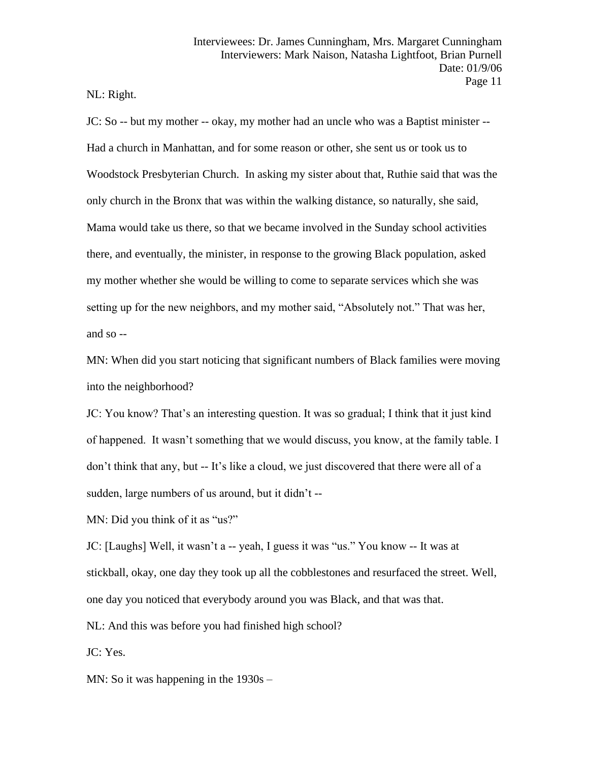NL: Right.

JC: So -- but my mother -- okay, my mother had an uncle who was a Baptist minister -- Had a church in Manhattan, and for some reason or other, she sent us or took us to Woodstock Presbyterian Church. In asking my sister about that, Ruthie said that was the only church in the Bronx that was within the walking distance, so naturally, she said, Mama would take us there, so that we became involved in the Sunday school activities there, and eventually, the minister, in response to the growing Black population, asked my mother whether she would be willing to come to separate services which she was setting up for the new neighbors, and my mother said, "Absolutely not." That was her, and so --

MN: When did you start noticing that significant numbers of Black families were moving into the neighborhood?

JC: You know? That's an interesting question. It was so gradual; I think that it just kind of happened. It wasn't something that we would discuss, you know, at the family table. I don't think that any, but -- It's like a cloud, we just discovered that there were all of a sudden, large numbers of us around, but it didn't --

MN: Did you think of it as "us?"

JC: [Laughs] Well, it wasn't a -- yeah, I guess it was "us." You know -- It was at stickball, okay, one day they took up all the cobblestones and resurfaced the street. Well, one day you noticed that everybody around you was Black, and that was that.

NL: And this was before you had finished high school?

JC: Yes.

MN: So it was happening in the 1930s –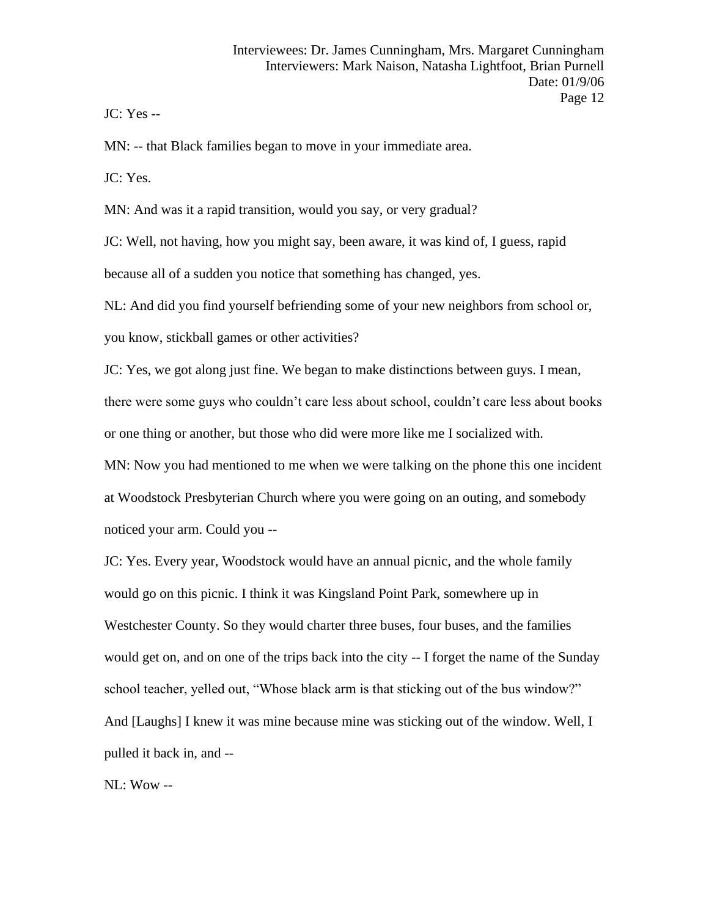JC: Yes --

MN: -- that Black families began to move in your immediate area.

JC: Yes.

MN: And was it a rapid transition, would you say, or very gradual?

JC: Well, not having, how you might say, been aware, it was kind of, I guess, rapid because all of a sudden you notice that something has changed, yes.

NL: And did you find yourself befriending some of your new neighbors from school or, you know, stickball games or other activities?

JC: Yes, we got along just fine. We began to make distinctions between guys. I mean, there were some guys who couldn't care less about school, couldn't care less about books or one thing or another, but those who did were more like me I socialized with.

MN: Now you had mentioned to me when we were talking on the phone this one incident at Woodstock Presbyterian Church where you were going on an outing, and somebody noticed your arm. Could you --

JC: Yes. Every year, Woodstock would have an annual picnic, and the whole family would go on this picnic. I think it was Kingsland Point Park, somewhere up in Westchester County. So they would charter three buses, four buses, and the families would get on, and on one of the trips back into the city -- I forget the name of the Sunday school teacher, yelled out, "Whose black arm is that sticking out of the bus window?" And [Laughs] I knew it was mine because mine was sticking out of the window. Well, I pulled it back in, and --

NL: Wow --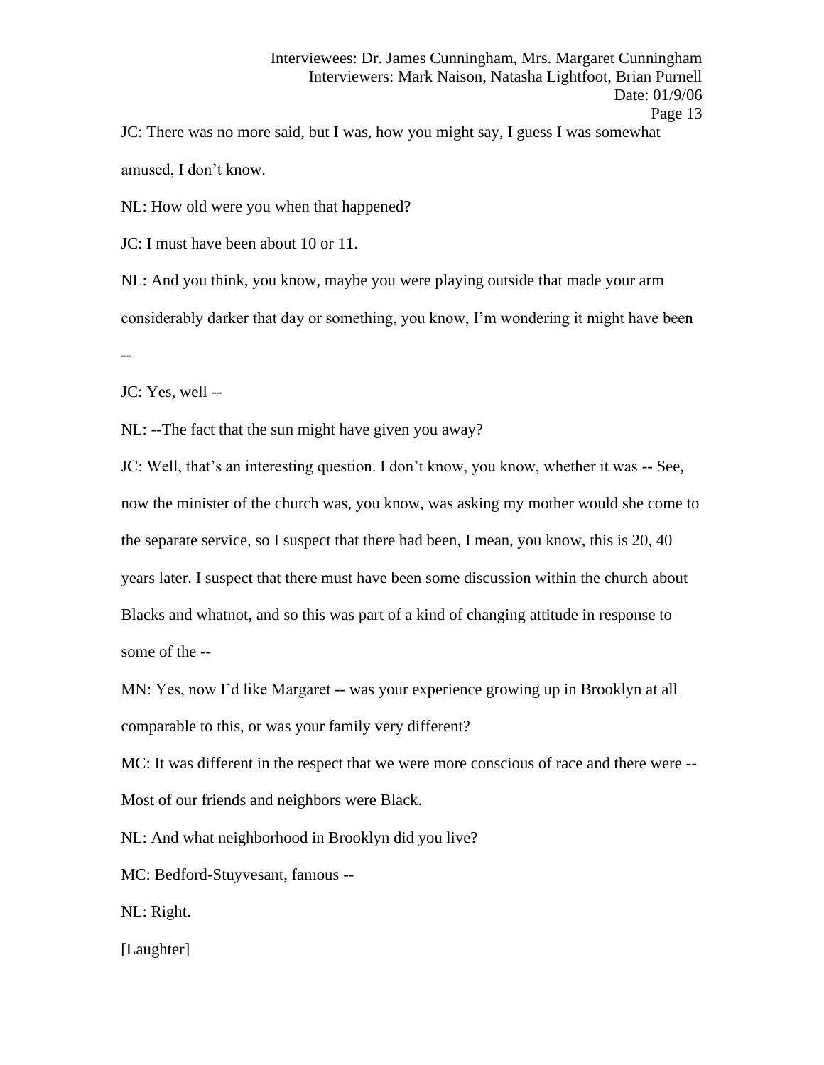JC: There was no more said, but I was, how you might say, I guess I was somewhat amused, I don't know.

NL: How old were you when that happened?

JC: I must have been about 10 or 11.

NL: And you think, you know, maybe you were playing outside that made your arm considerably darker that day or something, you know, I'm wondering it might have been --

JC: Yes, well --

NL: --The fact that the sun might have given you away?

JC: Well, that's an interesting question. I don't know, you know, whether it was -- See, now the minister of the church was, you know, was asking my mother would she come to the separate service, so I suspect that there had been, I mean, you know, this is 20, 40 years later. I suspect that there must have been some discussion within the church about Blacks and whatnot, and so this was part of a kind of changing attitude in response to some of the --

MN: Yes, now I'd like Margaret -- was your experience growing up in Brooklyn at all comparable to this, or was your family very different?

MC: It was different in the respect that we were more conscious of race and there were -- Most of our friends and neighbors were Black.

NL: And what neighborhood in Brooklyn did you live?

MC: Bedford-Stuyvesant, famous --

NL: Right.

[Laughter]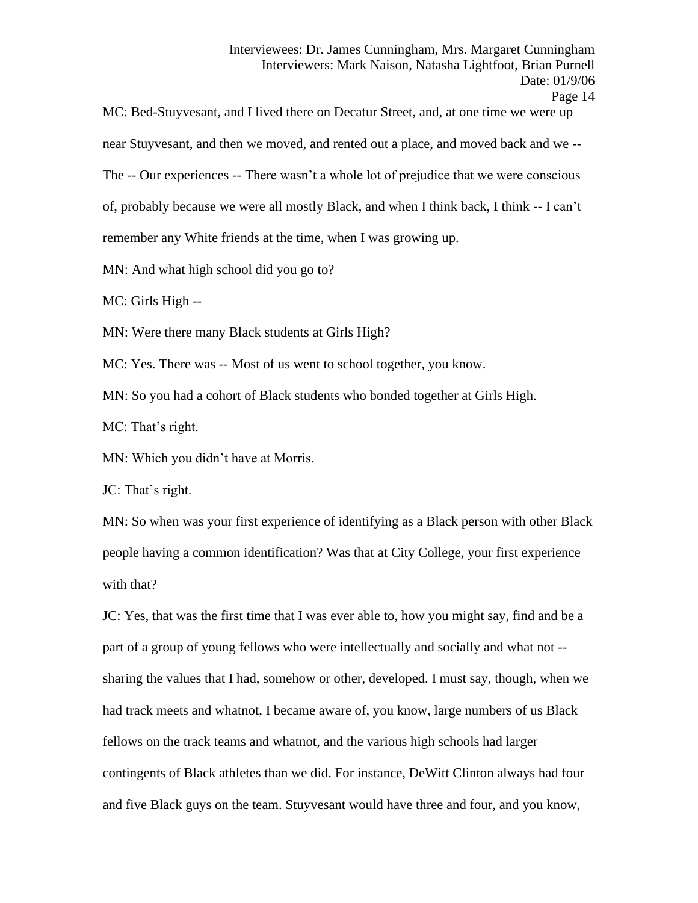MC: Bed-Stuyvesant, and I lived there on Decatur Street, and, at one time we were up near Stuyvesant, and then we moved, and rented out a place, and moved back and we -- The -- Our experiences -- There wasn't a whole lot of prejudice that we were conscious of, probably because we were all mostly Black, and when I think back, I think -- I can't remember any White friends at the time, when I was growing up.

MN: And what high school did you go to?

MC: Girls High --

MN: Were there many Black students at Girls High?

MC: Yes. There was -- Most of us went to school together, you know.

MN: So you had a cohort of Black students who bonded together at Girls High.

MC: That's right.

MN: Which you didn't have at Morris.

JC: That's right.

MN: So when was your first experience of identifying as a Black person with other Black people having a common identification? Was that at City College, your first experience with that?

JC: Yes, that was the first time that I was ever able to, how you might say, find and be a part of a group of young fellows who were intellectually and socially and what not -- sharing the values that I had, somehow or other, developed. I must say, though, when we had track meets and whatnot, I became aware of, you know, large numbers of us Black fellows on the track teams and whatnot, and the various high schools had larger contingents of Black athletes than we did. For instance, DeWitt Clinton always had four and five Black guys on the team. Stuyvesant would have three and four, and you know,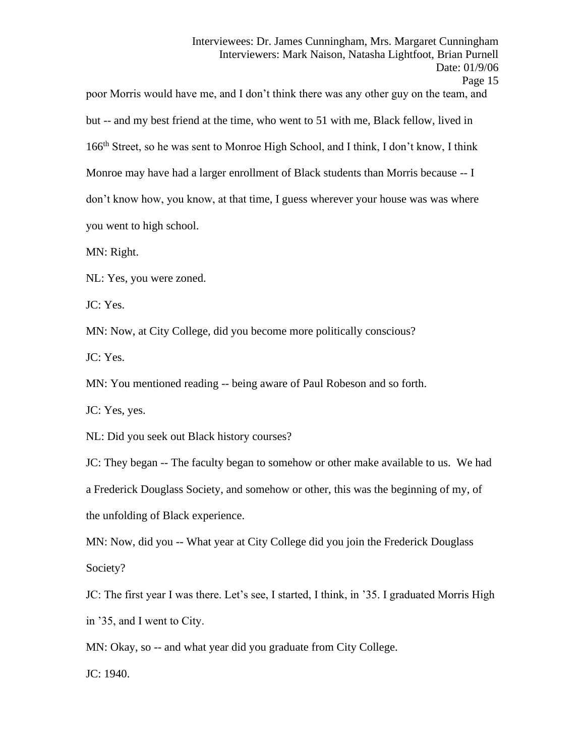poor Morris would have me, and I don't think there was any other guy on the team, and but -- and my best friend at the time, who went to 51 with me, Black fellow, lived in 166th Street, so he was sent to Monroe High School, and I think, I don't know, I think Monroe may have had a larger enrollment of Black students than Morris because -- I don't know how, you know, at that time, I guess wherever your house was was where you went to high school.

MN: Right.

NL: Yes, you were zoned.

JC: Yes.

MN: Now, at City College, did you become more politically conscious?

JC: Yes.

MN: You mentioned reading -- being aware of Paul Robeson and so forth.

JC: Yes, yes.

NL: Did you seek out Black history courses?

JC: They began -- The faculty began to somehow or other make available to us. We had a Frederick Douglass Society, and somehow or other, this was the beginning of my, of the unfolding of Black experience.

MN: Now, did you -- What year at City College did you join the Frederick Douglass Society?

JC: The first year I was there. Let's see, I started, I think, in '35. I graduated Morris High in '35, and I went to City.

MN: Okay, so -- and what year did you graduate from City College.

JC: 1940.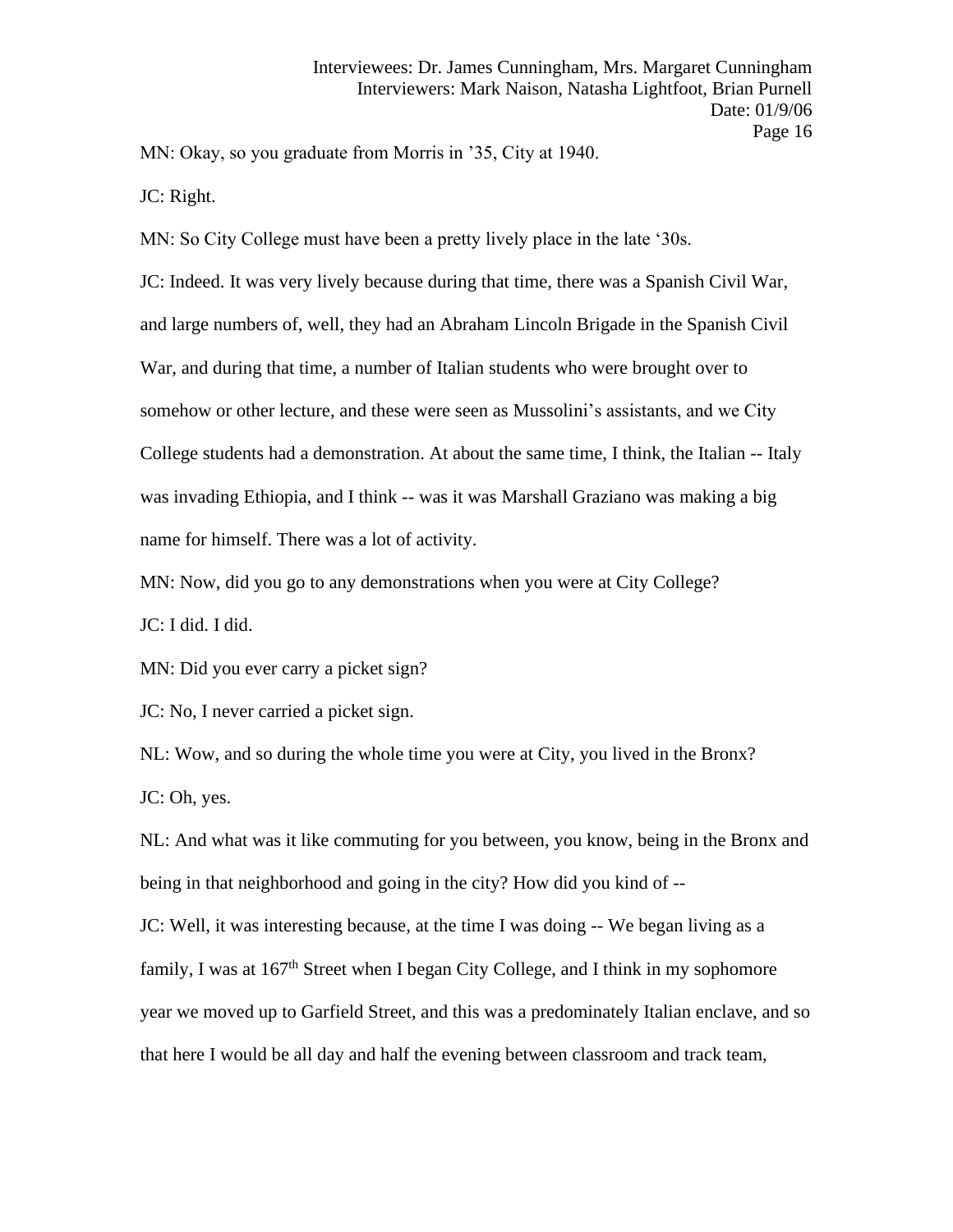MN: Okay, so you graduate from Morris in ’35, City at 1940.

JC: Right.

MN: So City College must have been a pretty lively place in the late ‘30s.

JC: Indeed. It was very lively because during that time, there was a Spanish Civil War, and large numbers of, well, they had an Abraham Lincoln Brigade in the Spanish Civil War, and during that time, a number of Italian students who were brought over to somehow or other lecture, and these were seen as Mussolini’s assistants, and we City College students had a demonstration. At about the same time, I think, the Italian -- Italy was invading Ethiopia, and I think -- was it was Marshall Graziano was making a big name for himself. There was a lot of activity.

MN: Now, did you go to any demonstrations when you were at City College?

JC: I did. I did.

MN: Did you ever carry a picket sign?

JC: No, I never carried a picket sign.

NL: Wow, and so during the whole time you were at City, you lived in the Bronx?

JC: Oh, yes.

NL: And what was it like commuting for you between, you know, being in the Bronx and being in that neighborhood and going in the city? How did you kind of --

JC: Well, it was interesting because, at the time I was doing -- We began living as a family, I was at 167th Street when I began City College, and I think in my sophomore year we moved up to Garfield Street, and this was a predominately Italian enclave, and so that here I would be all day and half the evening between classroom and track team,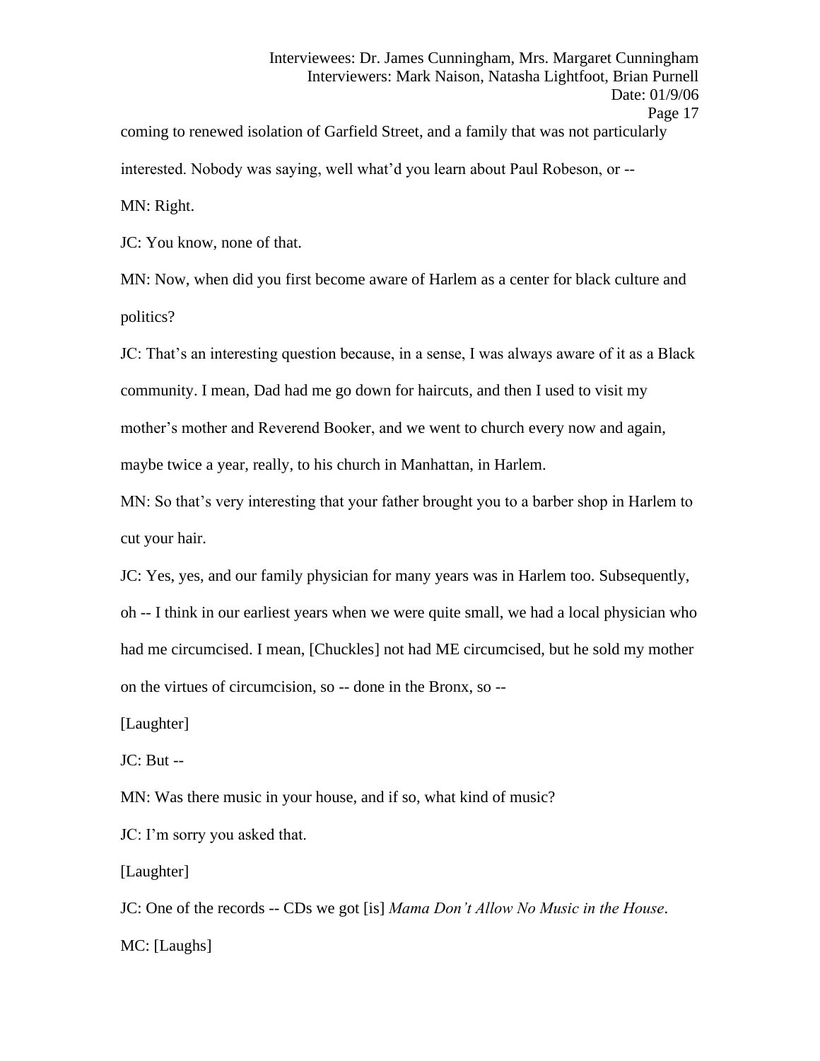coming to renewed isolation of Garfield Street, and a family that was not particularly interested. Nobody was saying, well what'd you learn about Paul Robeson, or --

MN: Right.

JC: You know, none of that.

MN: Now, when did you first become aware of Harlem as a center for black culture and politics?

JC: That's an interesting question because, in a sense, I was always aware of it as a Black community. I mean, Dad had me go down for haircuts, and then I used to visit my mother's mother and Reverend Booker, and we went to church every now and again, maybe twice a year, really, to his church in Manhattan, in Harlem.

MN: So that's very interesting that your father brought you to a barber shop in Harlem to cut your hair.

JC: Yes, yes, and our family physician for many years was in Harlem too. Subsequently, oh -- I think in our earliest years when we were quite small, we had a local physician who had me circumcised. I mean, [Chuckles] not had ME circumcised, but he sold my mother on the virtues of circumcision, so -- done in the Bronx, so --

[Laughter]

JC: But --

MN: Was there music in your house, and if so, what kind of music?

JC: I'm sorry you asked that.

[Laughter]

JC: One of the records -- CDs we got [is] *Mama Don't Allow No Music in the House*.

MC: [Laughs]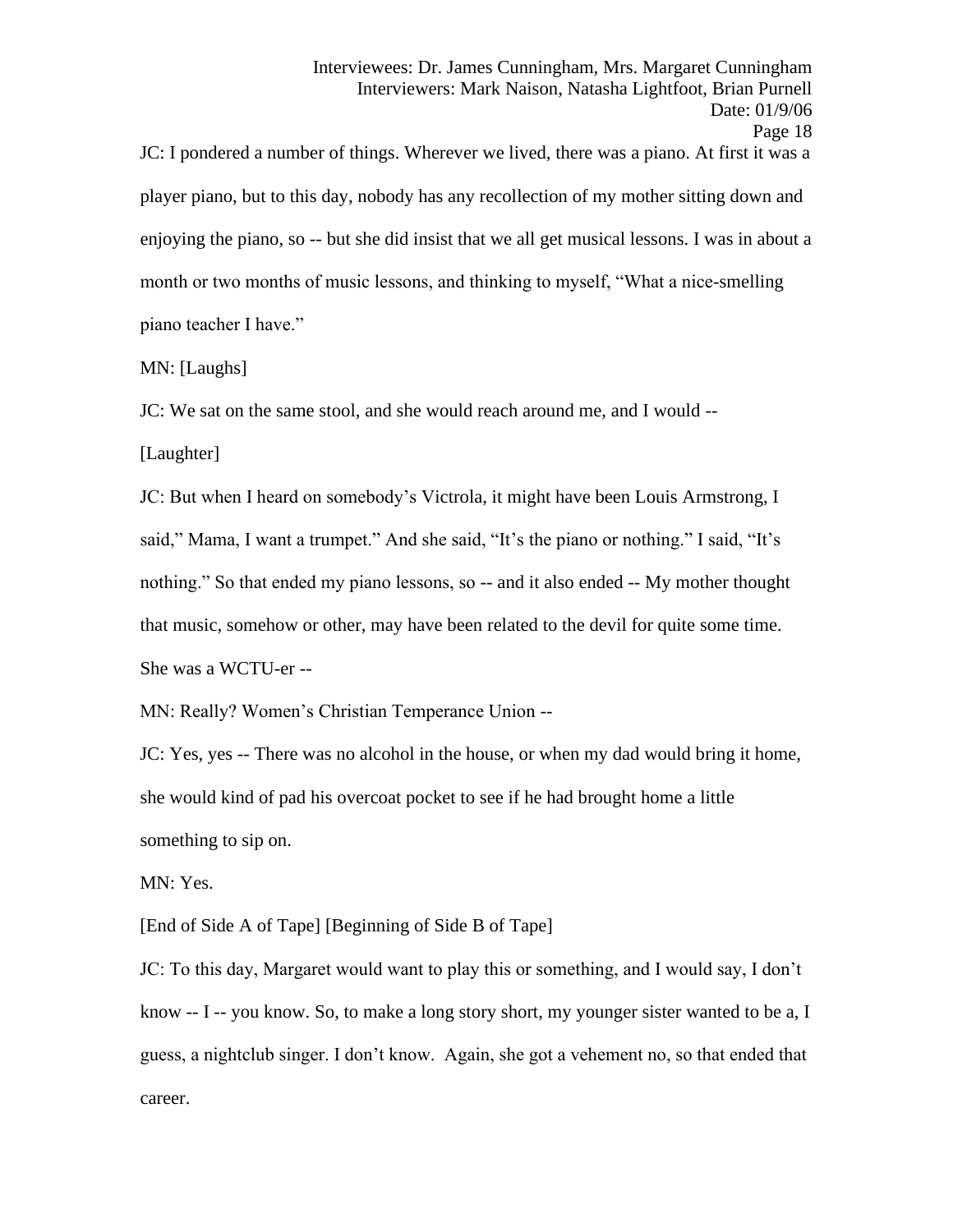JC: I pondered a number of things. Wherever we lived, there was a piano. At first it was a player piano, but to this day, nobody has any recollection of my mother sitting down and enjoying the piano, so -- but she did insist that we all get musical lessons. I was in about a month or two months of music lessons, and thinking to myself, "What a nice-smelling piano teacher I have."

MN: [Laughs]

JC: We sat on the same stool, and she would reach around me, and I would --

[Laughter]

JC: But when I heard on somebody's Victrola, it might have been Louis Armstrong, I said," Mama, I want a trumpet." And she said, "It's the piano or nothing." I said, "It's nothing." So that ended my piano lessons, so -- and it also ended -- My mother thought that music, somehow or other, may have been related to the devil for quite some time. She was a WCTU-er --

MN: Really? Women's Christian Temperance Union --

JC: Yes, yes -- There was no alcohol in the house, or when my dad would bring it home, she would kind of pad his overcoat pocket to see if he had brought home a little something to sip on.

MN: Yes.

[End of Side A of Tape] [Beginning of Side B of Tape]

JC: To this day, Margaret would want to play this or something, and I would say, I don't know -- I -- you know. So, to make a long story short, my younger sister wanted to be a, I guess, a nightclub singer. I don't know. Again, she got a vehement no, so that ended that career.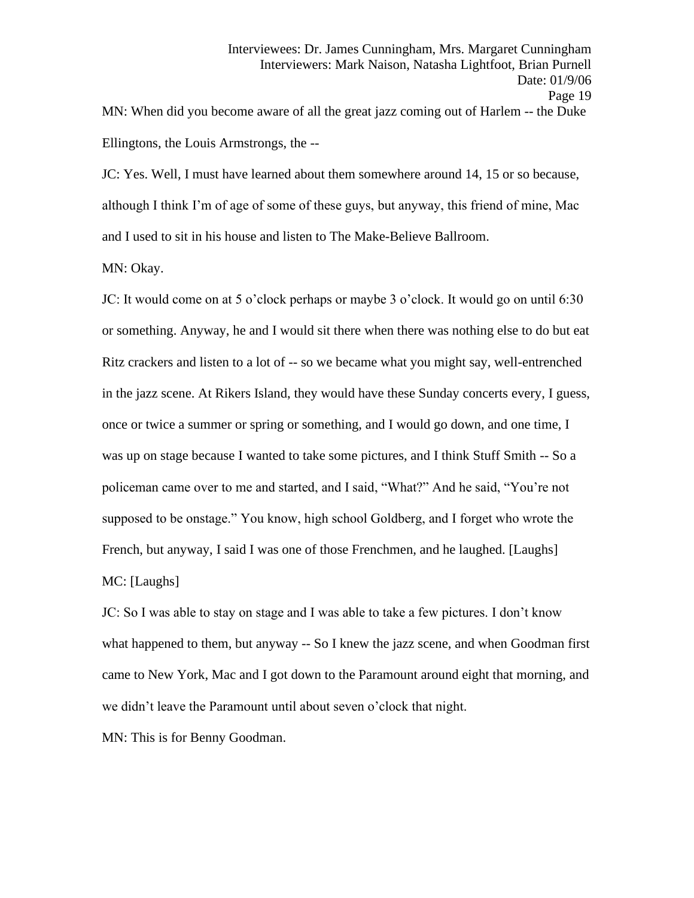MN: When did you become aware of all the great jazz coming out of Harlem -- the Duke Ellingtons, the Louis Armstrongs, the --

JC: Yes. Well, I must have learned about them somewhere around 14, 15 or so because, although I think I'm of age of some of these guys, but anyway, this friend of mine, Mac and I used to sit in his house and listen to The Make-Believe Ballroom.

MN: Okay.

JC: It would come on at 5 o'clock perhaps or maybe 3 o'clock. It would go on until 6:30 or something. Anyway, he and I would sit there when there was nothing else to do but eat Ritz crackers and listen to a lot of -- so we became what you might say, well-entrenched in the jazz scene. At Rikers Island, they would have these Sunday concerts every, I guess, once or twice a summer or spring or something, and I would go down, and one time, I was up on stage because I wanted to take some pictures, and I think Stuff Smith -- So a policeman came over to me and started, and I said, "What?" And he said, "You're not supposed to be onstage." You know, high school Goldberg, and I forget who wrote the French, but anyway, I said I was one of those Frenchmen, and he laughed. [Laughs]

MC: [Laughs]

JC: So I was able to stay on stage and I was able to take a few pictures. I don't know what happened to them, but anyway -- So I knew the jazz scene, and when Goodman first came to New York, Mac and I got down to the Paramount around eight that morning, and we didn't leave the Paramount until about seven o'clock that night.

MN: This is for Benny Goodman.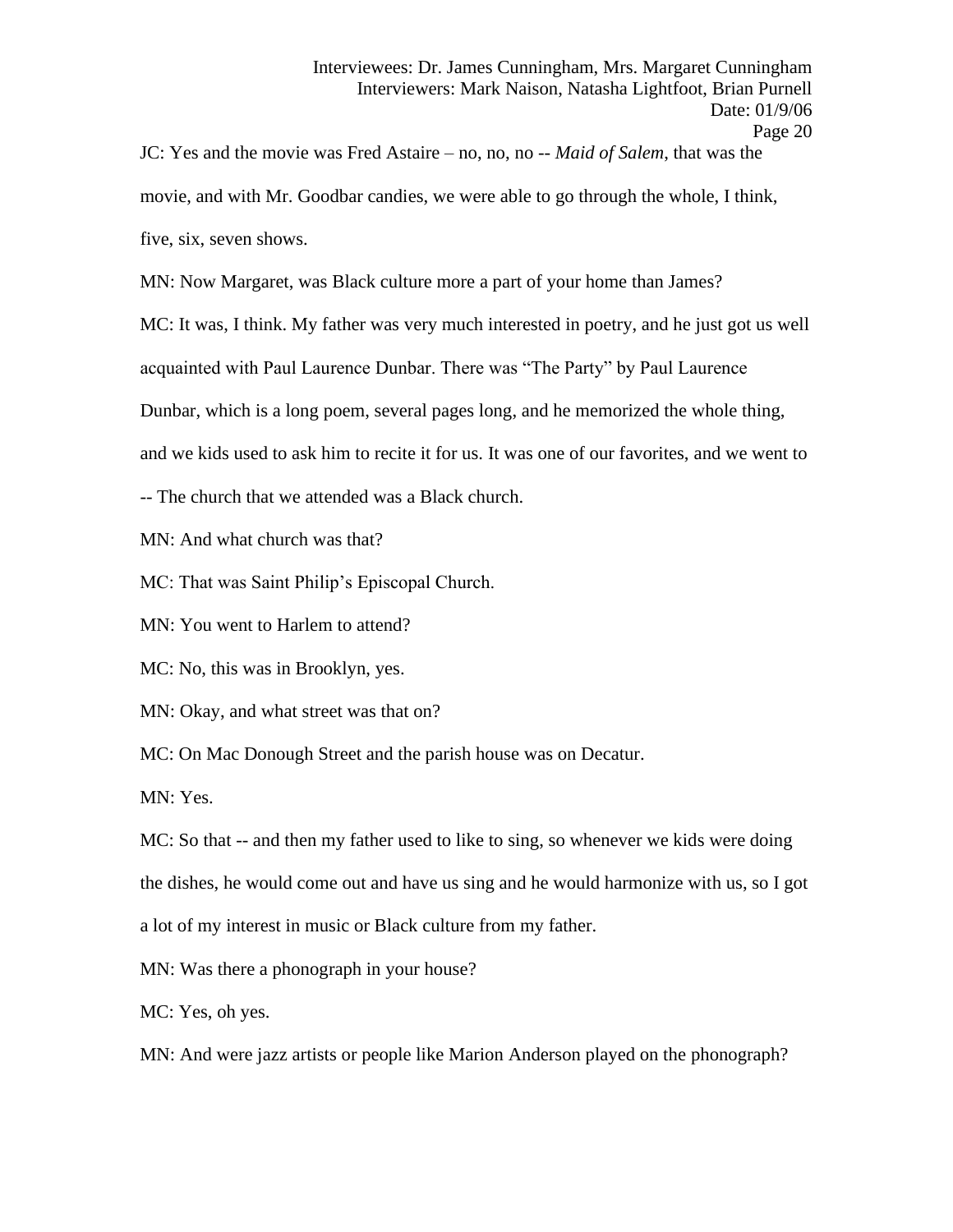JC: Yes and the movie was Fred Astaire – no, no, no -- *Maid of Salem*, that was the movie, and with Mr. Goodbar candies, we were able to go through the whole, I think, five, six, seven shows.

MN: Now Margaret, was Black culture more a part of your home than James?

MC: It was, I think. My father was very much interested in poetry, and he just got us well acquainted with Paul Laurence Dunbar. There was "The Party" by Paul Laurence Dunbar, which is a long poem, several pages long, and he memorized the whole thing, and we kids used to ask him to recite it for us. It was one of our favorites, and we went to -- The church that we attended was a Black church.

MN: And what church was that?

MC: That was Saint Philip's Episcopal Church.

MN: You went to Harlem to attend?

MC: No, this was in Brooklyn, yes.

MN: Okay, and what street was that on?

MC: On Mac Donough Street and the parish house was on Decatur.

MN: Yes.

MC: So that -- and then my father used to like to sing, so whenever we kids were doing the dishes, he would come out and have us sing and he would harmonize with us, so I got a lot of my interest in music or Black culture from my father.

MN: Was there a phonograph in your house?

MC: Yes, oh yes.

MN: And were jazz artists or people like Marion Anderson played on the phonograph?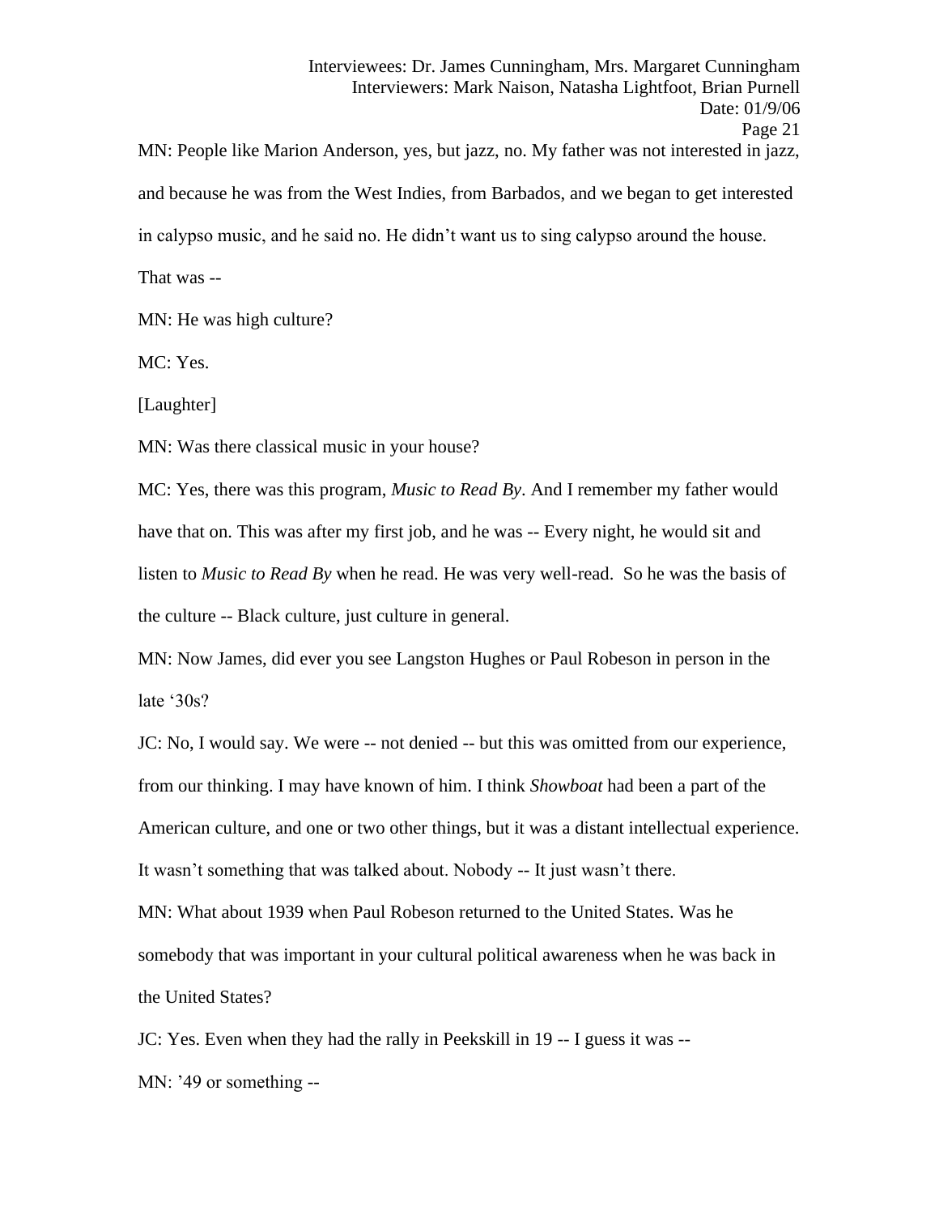MN: People like Marion Anderson, yes, but jazz, no. My father was not interested in jazz, and because he was from the West Indies, from Barbados, and we began to get interested in calypso music, and he said no. He didn't want us to sing calypso around the house. That was --

MN: He was high culture?

MC: Yes.

[Laughter]

MN: Was there classical music in your house?

MC: Yes, there was this program, *Music to Read By*. And I remember my father would have that on. This was after my first job, and he was -- Every night, he would sit and listen to *Music to Read By* when he read. He was very well-read. So he was the basis of the culture -- Black culture, just culture in general.

MN: Now James, did ever you see Langston Hughes or Paul Robeson in person in the late '30s?

JC: No, I would say. We were -- not denied -- but this was omitted from our experience, from our thinking. I may have known of him. I think *Showboat* had been a part of the American culture, and one or two other things, but it was a distant intellectual experience. It wasn't something that was talked about. Nobody -- It just wasn't there.

MN: What about 1939 when Paul Robeson returned to the United States. Was he somebody that was important in your cultural political awareness when he was back in the United States?

JC: Yes. Even when they had the rally in Peekskill in 19 -- I guess it was --

MN: '49 or something --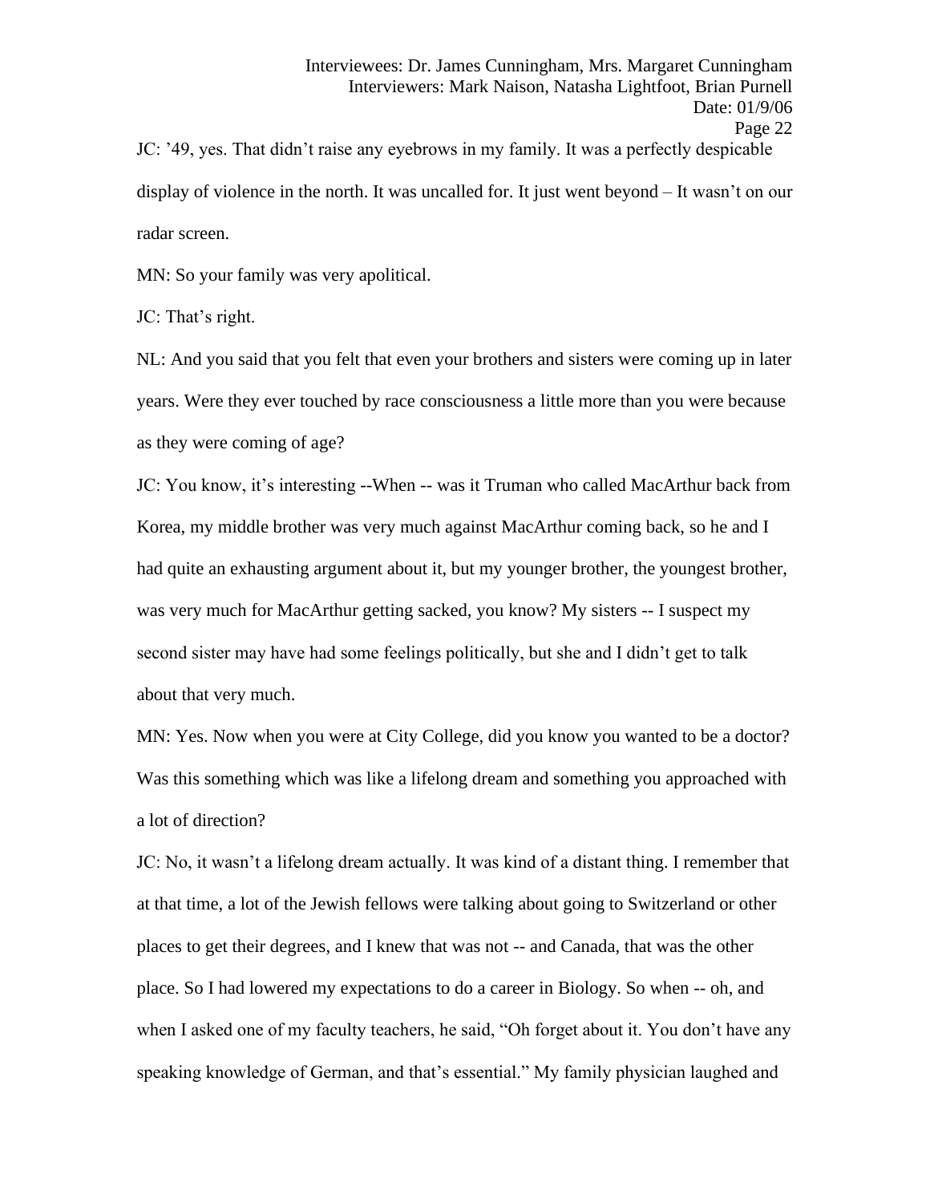JC: ’49, yes. That didn’t raise any eyebrows in my family. It was a perfectly despicable display of violence in the north. It was uncalled for. It just went beyond – It wasn’t on our radar screen.

MN: So your family was very apolitical.

JC: That’s right.

NL: And you said that you felt that even your brothers and sisters were coming up in later years. Were they ever touched by race consciousness a little more than you were because as they were coming of age?

JC: You know, it’s interesting --When -- was it Truman who called MacArthur back from Korea, my middle brother was very much against MacArthur coming back, so he and I had quite an exhausting argument about it, but my younger brother, the youngest brother, was very much for MacArthur getting sacked, you know? My sisters -- I suspect my second sister may have had some feelings politically, but she and I didn’t get to talk about that very much.

MN: Yes. Now when you were at City College, did you know you wanted to be a doctor? Was this something which was like a lifelong dream and something you approached with a lot of direction?

JC: No, it wasn’t a lifelong dream actually. It was kind of a distant thing. I remember that at that time, a lot of the Jewish fellows were talking about going to Switzerland or other places to get their degrees, and I knew that was not -- and Canada, that was the other place. So I had lowered my expectations to do a career in Biology. So when -- oh, and when I asked one of my faculty teachers, he said, “Oh forget about it. You don’t have any speaking knowledge of German, and that’s essential.” My family physician laughed and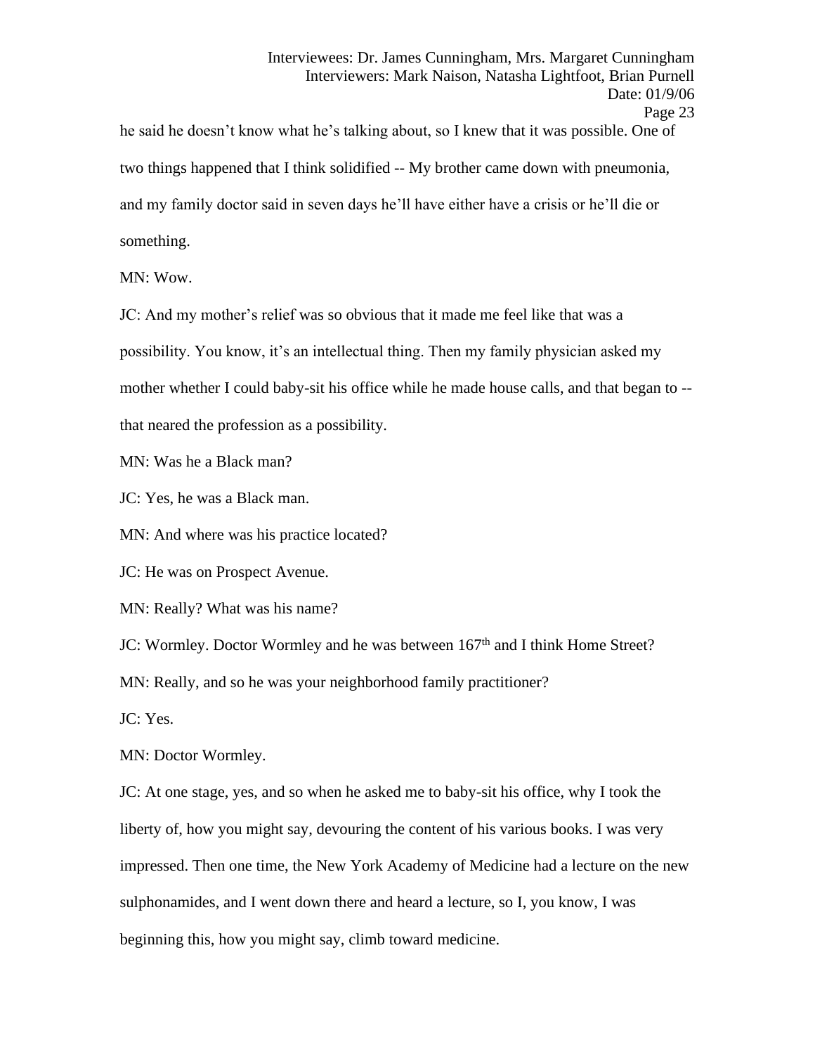he said he doesn't know what he's talking about, so I knew that it was possible. One of two things happened that I think solidified -- My brother came down with pneumonia, and my family doctor said in seven days he'll have either have a crisis or he'll die or something.

MN: Wow.

JC: And my mother's relief was so obvious that it made me feel like that was a possibility. You know, it's an intellectual thing. Then my family physician asked my mother whether I could baby-sit his office while he made house calls, and that began to -- that neared the profession as a possibility.

MN: Was he a Black man?

JC: Yes, he was a Black man.

MN: And where was his practice located?

JC: He was on Prospect Avenue.

MN: Really? What was his name?

JC: Wormley. Doctor Wormley and he was between 167th and I think Home Street?

MN: Really, and so he was your neighborhood family practitioner?

JC: Yes.

MN: Doctor Wormley.

JC: At one stage, yes, and so when he asked me to baby-sit his office, why I took the liberty of, how you might say, devouring the content of his various books. I was very impressed. Then one time, the New York Academy of Medicine had a lecture on the new sulphonamides, and I went down there and heard a lecture, so I, you know, I was beginning this, how you might say, climb toward medicine.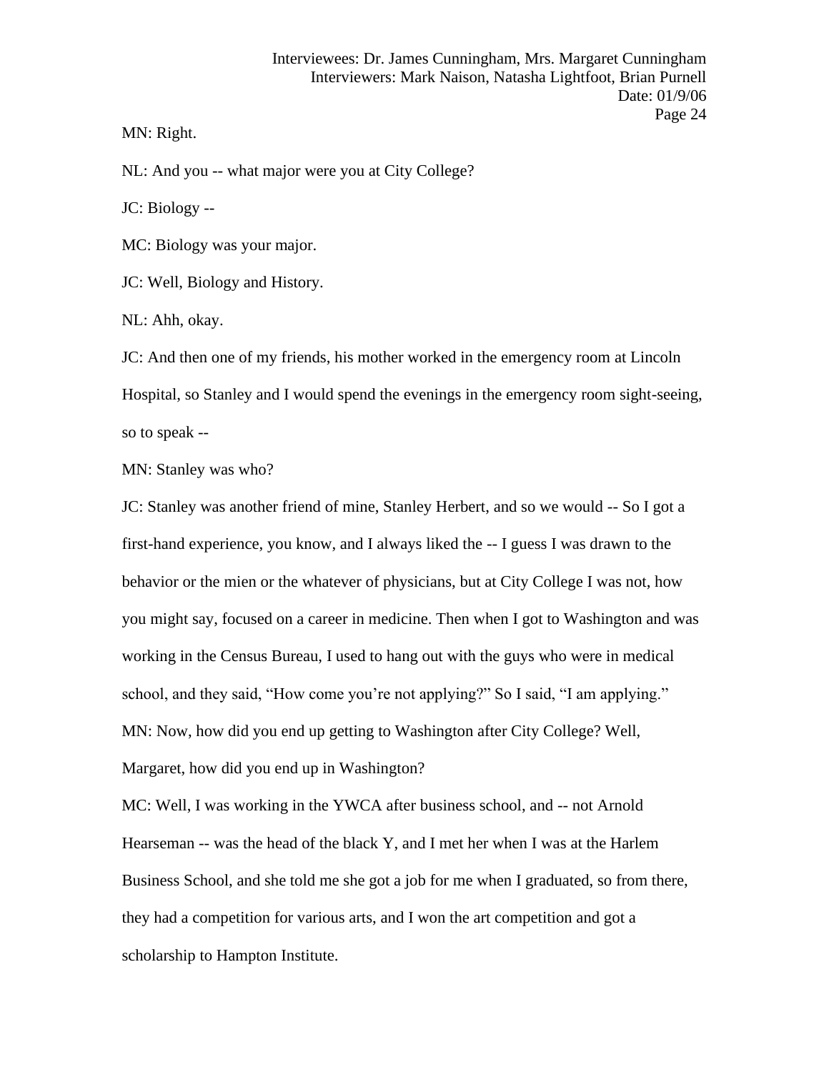MN: Right.

NL: And you -- what major were you at City College?

JC: Biology --

MC: Biology was your major.

JC: Well, Biology and History.

NL: Ahh, okay.

JC: And then one of my friends, his mother worked in the emergency room at Lincoln Hospital, so Stanley and I would spend the evenings in the emergency room sight-seeing, so to speak --

MN: Stanley was who?

JC: Stanley was another friend of mine, Stanley Herbert, and so we would -- So I got a first-hand experience, you know, and I always liked the -- I guess I was drawn to the behavior or the mien or the whatever of physicians, but at City College I was not, how you might say, focused on a career in medicine. Then when I got to Washington and was working in the Census Bureau, I used to hang out with the guys who were in medical school, and they said, "How come you're not applying?" So I said, "I am applying."

MN: Now, how did you end up getting to Washington after City College? Well, Margaret, how did you end up in Washington?

MC: Well, I was working in the YWCA after business school, and -- not Arnold Hearseman -- was the head of the black Y, and I met her when I was at the Harlem Business School, and she told me she got a job for me when I graduated, so from there, they had a competition for various arts, and I won the art competition and got a scholarship to Hampton Institute.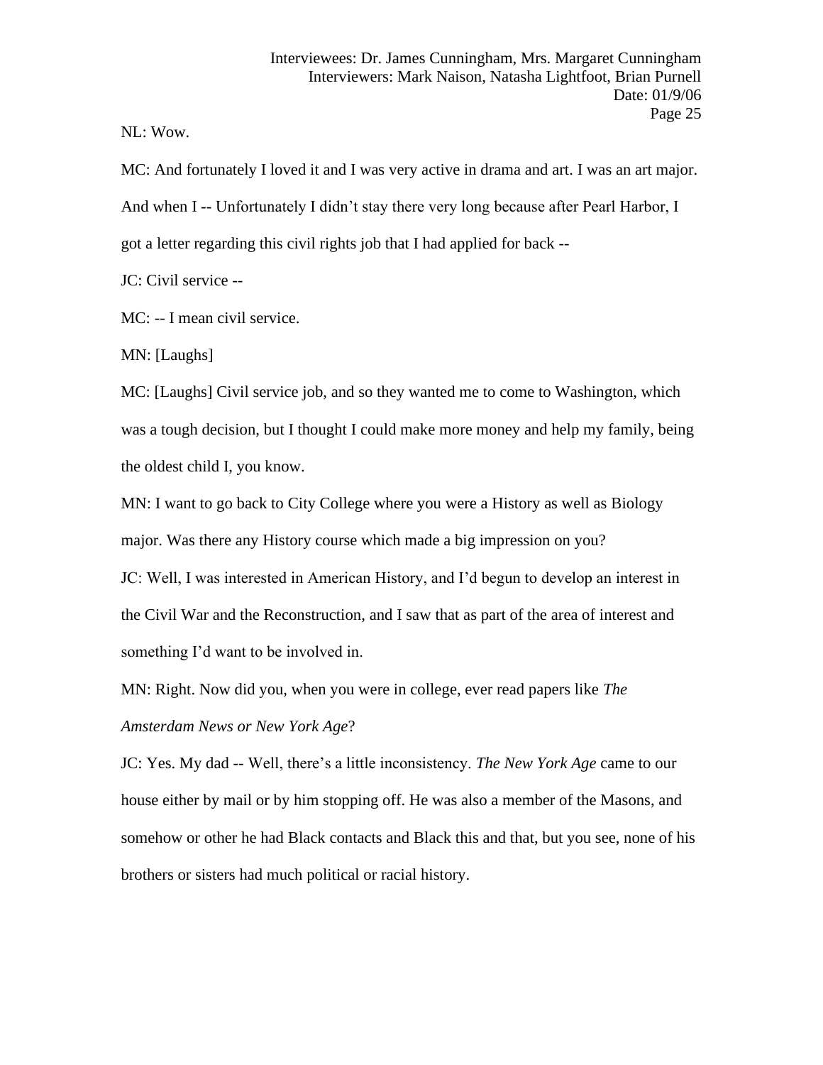NL: Wow.

MC: And fortunately I loved it and I was very active in drama and art. I was an art major. And when I -- Unfortunately I didn't stay there very long because after Pearl Harbor, I got a letter regarding this civil rights job that I had applied for back --

JC: Civil service --

MC: -- I mean civil service.

MN: [Laughs]

MC: [Laughs] Civil service job, and so they wanted me to come to Washington, which was a tough decision, but I thought I could make more money and help my family, being the oldest child I, you know.

MN: I want to go back to City College where you were a History as well as Biology major. Was there any History course which made a big impression on you?

JC: Well, I was interested in American History, and I'd begun to develop an interest in the Civil War and the Reconstruction, and I saw that as part of the area of interest and something I'd want to be involved in.

MN: Right. Now did you, when you were in college, ever read papers like *The Amsterdam News or New York Age*?

JC: Yes. My dad -- Well, there's a little inconsistency. *The New York Age* came to our house either by mail or by him stopping off. He was also a member of the Masons, and somehow or other he had Black contacts and Black this and that, but you see, none of his brothers or sisters had much political or racial history.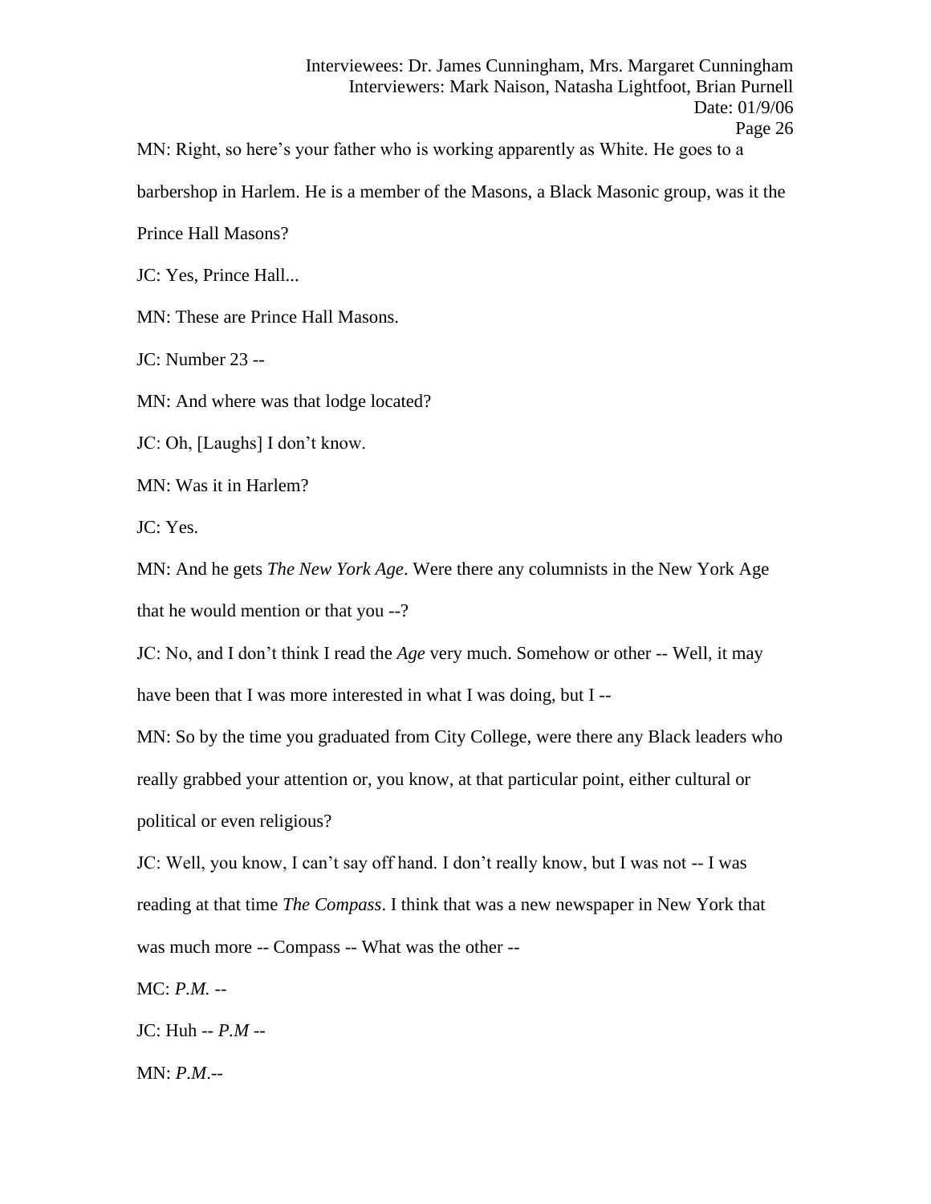MN: Right, so here's your father who is working apparently as White. He goes to a barbershop in Harlem. He is a member of the Masons, a Black Masonic group, was it the Prince Hall Masons?

JC: Yes, Prince Hall...

MN: These are Prince Hall Masons.

JC: Number 23 --

MN: And where was that lodge located?

JC: Oh, [Laughs] I don't know.

MN: Was it in Harlem?

JC: Yes.

MN: And he gets *The New York Age*. Were there any columnists in the New York Age that he would mention or that you --?

JC: No, and I don't think I read the *Age* very much. Somehow or other -- Well, it may have been that I was more interested in what I was doing, but I --

MN: So by the time you graduated from City College, were there any Black leaders who really grabbed your attention or, you know, at that particular point, either cultural or political or even religious?

JC: Well, you know, I can't say off hand. I don't really know, but I was not -- I was reading at that time *The Compass*. I think that was a new newspaper in New York that was much more -- Compass -- What was the other --

MC: *P.M.* --

JC: Huh -- *P.M* --

MN: *P.M*.--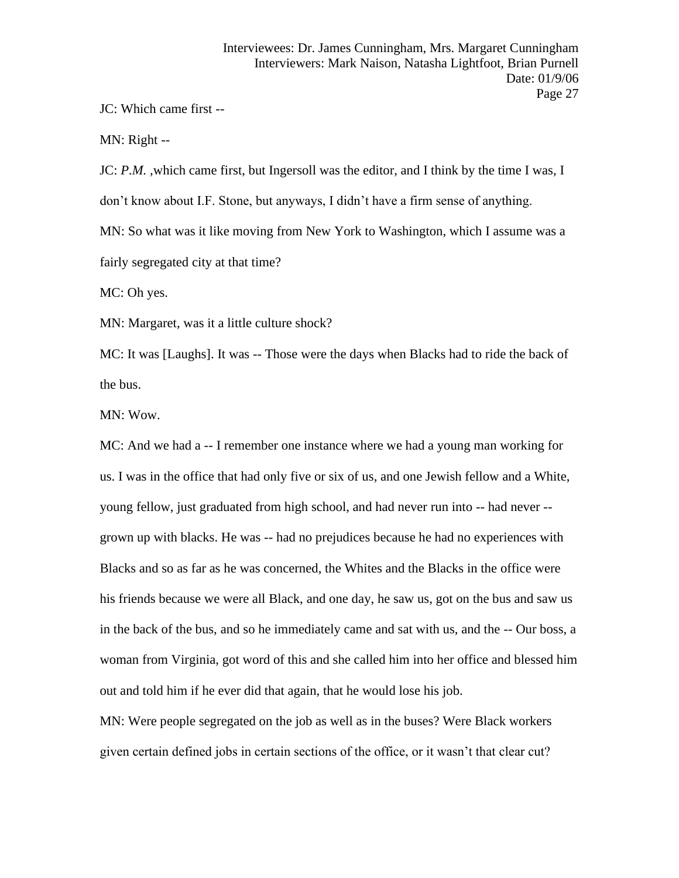JC: Which came first --

MN: Right --

JC: *P.M.* ,which came first, but Ingersoll was the editor, and I think by the time I was, I don't know about I.F. Stone, but anyways, I didn't have a firm sense of anything.

MN: So what was it like moving from New York to Washington, which I assume was a fairly segregated city at that time?

MC: Oh yes.

MN: Margaret, was it a little culture shock?

MC: It was [Laughs]. It was -- Those were the days when Blacks had to ride the back of the bus.

MN: Wow.

MC: And we had a -- I remember one instance where we had a young man working for us. I was in the office that had only five or six of us, and one Jewish fellow and a White, young fellow, just graduated from high school, and had never run into -- had never -- grown up with blacks. He was -- had no prejudices because he had no experiences with Blacks and so as far as he was concerned, the Whites and the Blacks in the office were his friends because we were all Black, and one day, he saw us, got on the bus and saw us in the back of the bus, and so he immediately came and sat with us, and the -- Our boss, a woman from Virginia, got word of this and she called him into her office and blessed him out and told him if he ever did that again, that he would lose his job.

MN: Were people segregated on the job as well as in the buses? Were Black workers given certain defined jobs in certain sections of the office, or it wasn't that clear cut?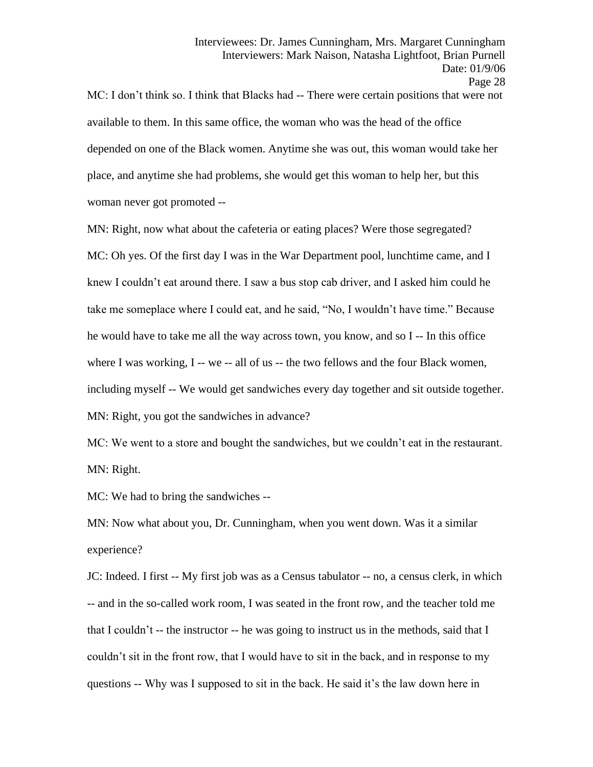MC: I don't think so. I think that Blacks had -- There were certain positions that were not available to them. In this same office, the woman who was the head of the office depended on one of the Black women. Anytime she was out, this woman would take her place, and anytime she had problems, she would get this woman to help her, but this woman never got promoted --

MN: Right, now what about the cafeteria or eating places? Were those segregated?

MC: Oh yes. Of the first day I was in the War Department pool, lunchtime came, and I knew I couldn't eat around there. I saw a bus stop cab driver, and I asked him could he take me someplace where I could eat, and he said, "No, I wouldn't have time." Because he would have to take me all the way across town, you know, and so I -- In this office where I was working, I -- we -- all of us -- the two fellows and the four Black women, including myself -- We would get sandwiches every day together and sit outside together.

MN: Right, you got the sandwiches in advance?

MC: We went to a store and bought the sandwiches, but we couldn't eat in the restaurant.

MN: Right.

MC: We had to bring the sandwiches --

MN: Now what about you, Dr. Cunningham, when you went down. Was it a similar experience?

JC: Indeed. I first -- My first job was as a Census tabulator -- no, a census clerk, in which -- and in the so-called work room, I was seated in the front row, and the teacher told me that I couldn't -- the instructor -- he was going to instruct us in the methods, said that I couldn't sit in the front row, that I would have to sit in the back, and in response to my questions -- Why was I supposed to sit in the back. He said it's the law down here in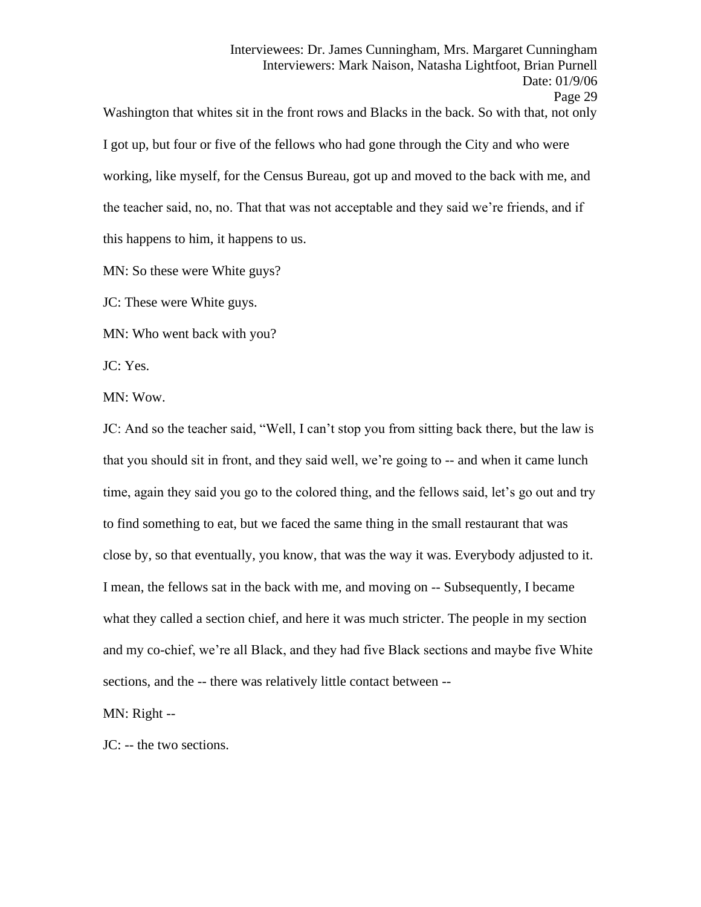Washington that whites sit in the front rows and Blacks in the back. So with that, not only I got up, but four or five of the fellows who had gone through the City and who were working, like myself, for the Census Bureau, got up and moved to the back with me, and the teacher said, no, no. That that was not acceptable and they said we're friends, and if this happens to him, it happens to us.

MN: So these were White guys?

JC: These were White guys.

MN: Who went back with you?

JC: Yes.

MN: Wow.

JC: And so the teacher said, "Well, I can't stop you from sitting back there, but the law is that you should sit in front, and they said well, we're going to -- and when it came lunch time, again they said you go to the colored thing, and the fellows said, let's go out and try to find something to eat, but we faced the same thing in the small restaurant that was close by, so that eventually, you know, that was the way it was. Everybody adjusted to it. I mean, the fellows sat in the back with me, and moving on -- Subsequently, I became what they called a section chief, and here it was much stricter. The people in my section and my co-chief, we're all Black, and they had five Black sections and maybe five White sections, and the -- there was relatively little contact between --

MN: Right --

JC: -- the two sections.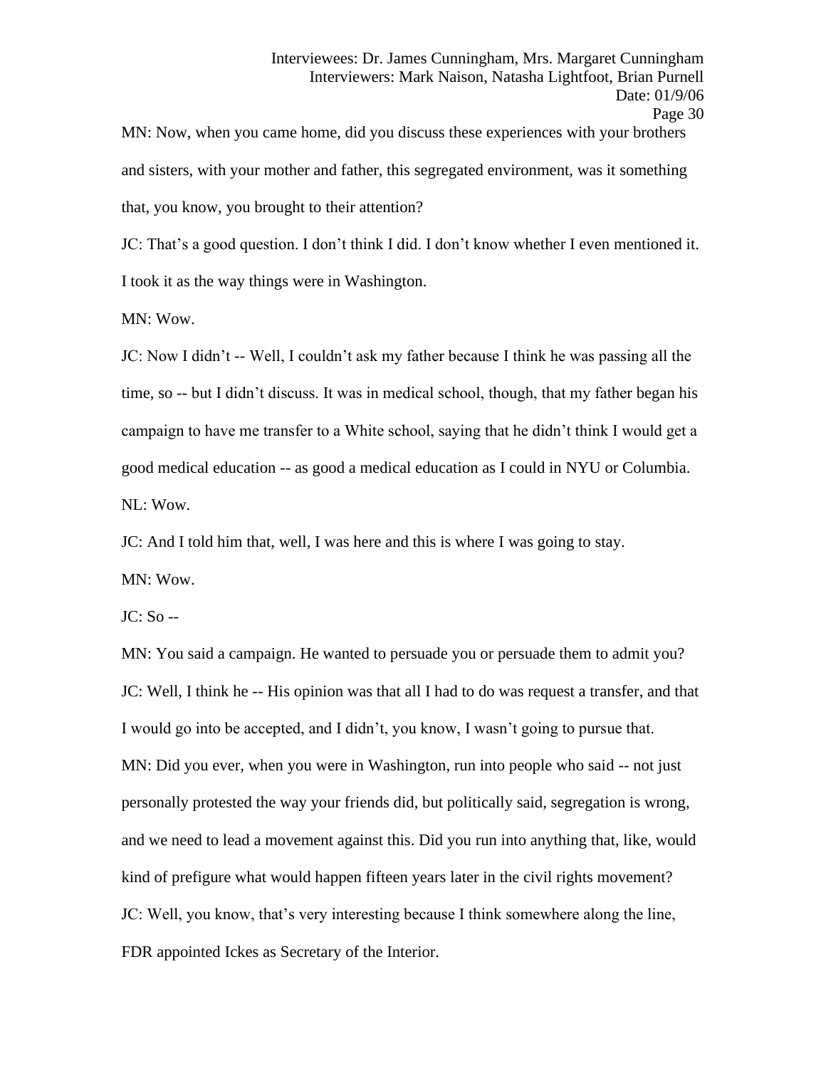MN: Now, when you came home, did you discuss these experiences with your brothers and sisters, with your mother and father, this segregated environment, was it something that, you know, you brought to their attention?

JC: That's a good question. I don't think I did. I don't know whether I even mentioned it. I took it as the way things were in Washington.

MN: Wow.

JC: Now I didn't -- Well, I couldn't ask my father because I think he was passing all the time, so -- but I didn't discuss. It was in medical school, though, that my father began his campaign to have me transfer to a White school, saying that he didn't think I would get a good medical education -- as good a medical education as I could in NYU or Columbia.

NL: Wow.

JC: And I told him that, well, I was here and this is where I was going to stay.

MN: Wow.

JC: So --

MN: You said a campaign. He wanted to persuade you or persuade them to admit you?

JC: Well, I think he -- His opinion was that all I had to do was request a transfer, and that I would go into be accepted, and I didn't, you know, I wasn't going to pursue that.

MN: Did you ever, when you were in Washington, run into people who said -- not just personally protested the way your friends did, but politically said, segregation is wrong, and we need to lead a movement against this. Did you run into anything that, like, would kind of prefigure what would happen fifteen years later in the civil rights movement?

JC: Well, you know, that's very interesting because I think somewhere along the line, FDR appointed Ickes as Secretary of the Interior.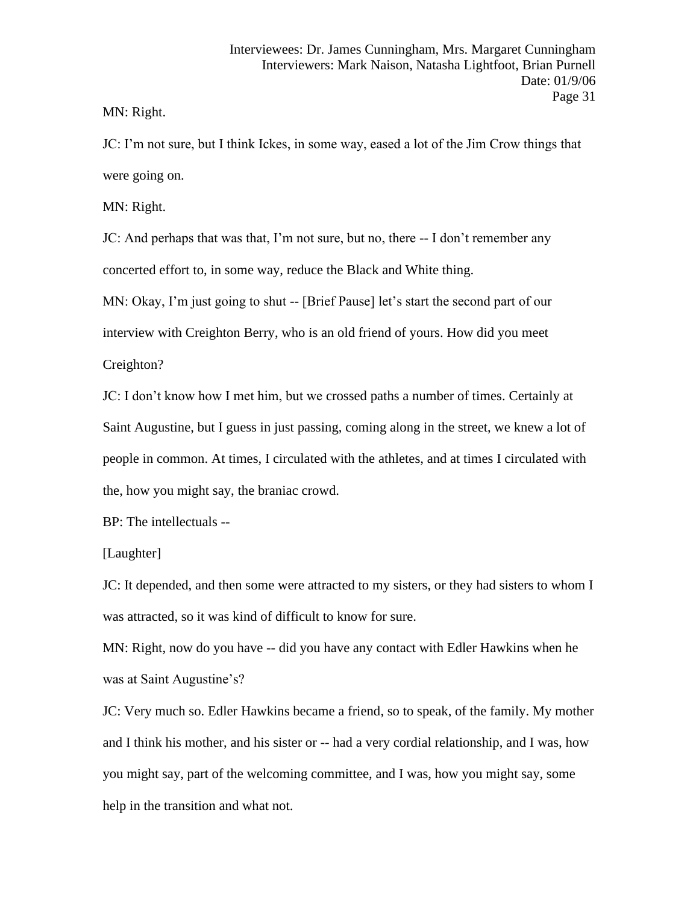MN: Right.

JC: I'm not sure, but I think Ickes, in some way, eased a lot of the Jim Crow things that were going on.

MN: Right.

JC: And perhaps that was that, I'm not sure, but no, there -- I don't remember any concerted effort to, in some way, reduce the Black and White thing.

MN: Okay, I'm just going to shut -- [Brief Pause] let's start the second part of our interview with Creighton Berry, who is an old friend of yours. How did you meet Creighton?

JC: I don't know how I met him, but we crossed paths a number of times. Certainly at Saint Augustine, but I guess in just passing, coming along in the street, we knew a lot of people in common. At times, I circulated with the athletes, and at times I circulated with the, how you might say, the braniac crowd.

BP: The intellectuals --

[Laughter]

JC: It depended, and then some were attracted to my sisters, or they had sisters to whom I was attracted, so it was kind of difficult to know for sure.

MN: Right, now do you have -- did you have any contact with Edler Hawkins when he was at Saint Augustine's?

JC: Very much so. Edler Hawkins became a friend, so to speak, of the family. My mother and I think his mother, and his sister or -- had a very cordial relationship, and I was, how you might say, part of the welcoming committee, and I was, how you might say, some help in the transition and what not.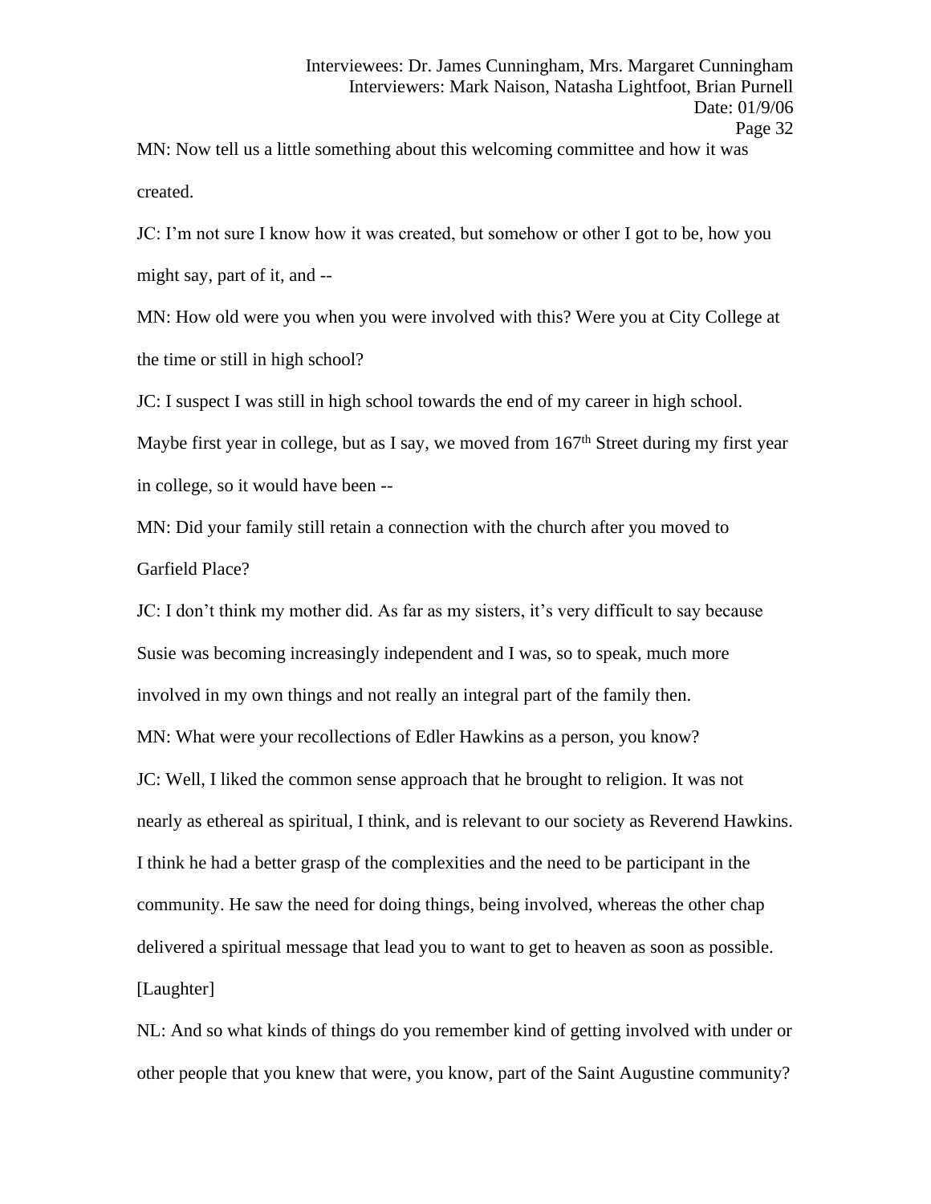MN: Now tell us a little something about this welcoming committee and how it was created.

JC: I'm not sure I know how it was created, but somehow or other I got to be, how you might say, part of it, and --

MN: How old were you when you were involved with this? Were you at City College at the time or still in high school?

JC: I suspect I was still in high school towards the end of my career in high school. Maybe first year in college, but as I say, we moved from 167th Street during my first year in college, so it would have been --

MN: Did your family still retain a connection with the church after you moved to Garfield Place?

JC: I don't think my mother did. As far as my sisters, it's very difficult to say because Susie was becoming increasingly independent and I was, so to speak, much more involved in my own things and not really an integral part of the family then.

MN: What were your recollections of Edler Hawkins as a person, you know?

JC: Well, I liked the common sense approach that he brought to religion. It was not nearly as ethereal as spiritual, I think, and is relevant to our society as Reverend Hawkins. I think he had a better grasp of the complexities and the need to be participant in the community. He saw the need for doing things, being involved, whereas the other chap delivered a spiritual message that lead you to want to get to heaven as soon as possible. [Laughter]

NL: And so what kinds of things do you remember kind of getting involved with under or other people that you knew that were, you know, part of the Saint Augustine community?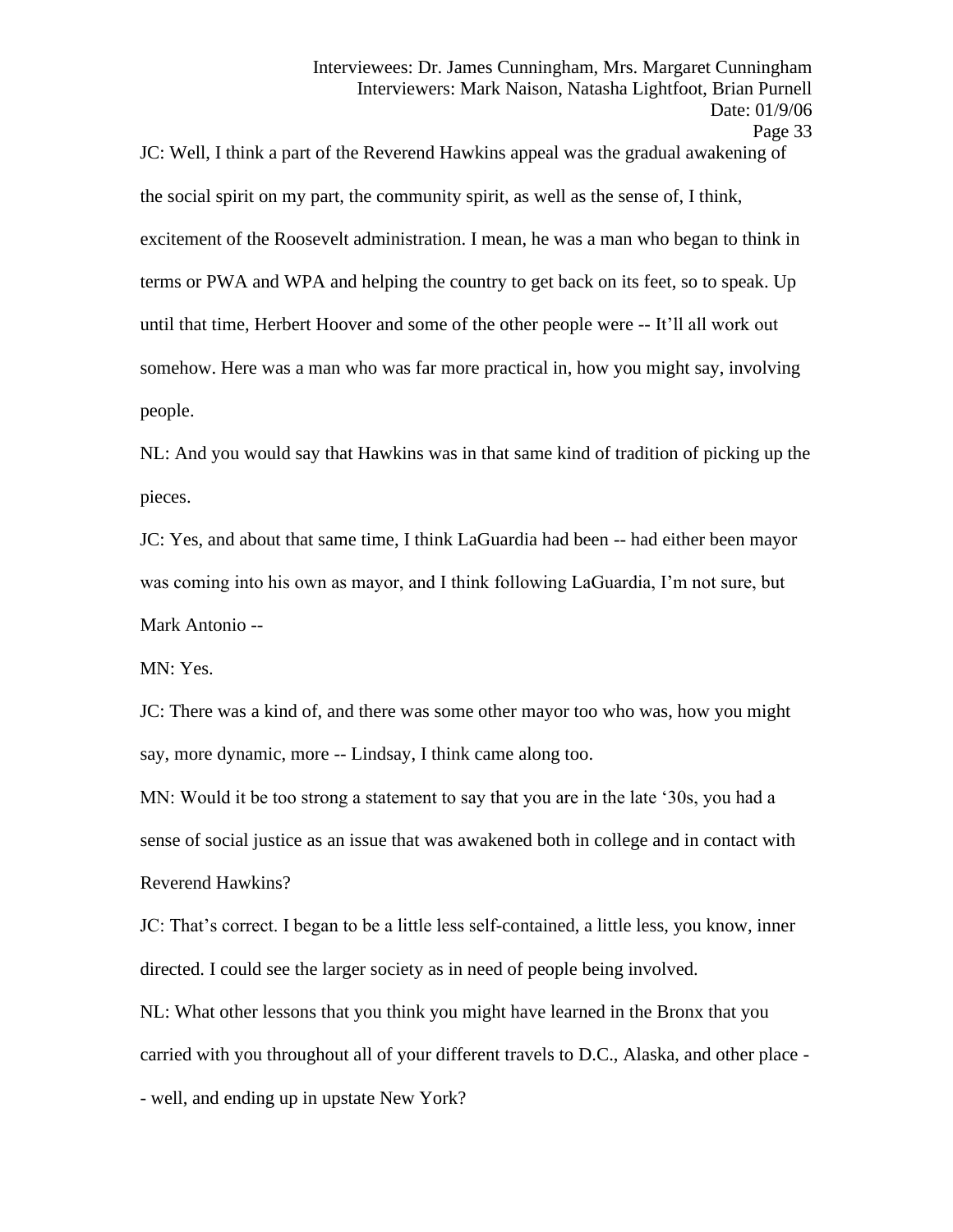JC: Well, I think a part of the Reverend Hawkins appeal was the gradual awakening of the social spirit on my part, the community spirit, as well as the sense of, I think, excitement of the Roosevelt administration. I mean, he was a man who began to think in terms or PWA and WPA and helping the country to get back on its feet, so to speak. Up until that time, Herbert Hoover and some of the other people were -- It'll all work out somehow. Here was a man who was far more practical in, how you might say, involving people.

NL: And you would say that Hawkins was in that same kind of tradition of picking up the pieces.

JC: Yes, and about that same time, I think LaGuardia had been -- had either been mayor was coming into his own as mayor, and I think following LaGuardia, I'm not sure, but Mark Antonio --

MN: Yes.

JC: There was a kind of, and there was some other mayor too who was, how you might say, more dynamic, more -- Lindsay, I think came along too.

MN: Would it be too strong a statement to say that you are in the late '30s, you had a sense of social justice as an issue that was awakened both in college and in contact with Reverend Hawkins?

JC: That's correct. I began to be a little less self-contained, a little less, you know, inner directed. I could see the larger society as in need of people being involved.

NL: What other lessons that you think you might have learned in the Bronx that you carried with you throughout all of your different travels to D.C., Alaska, and other place -- well, and ending up in upstate New York?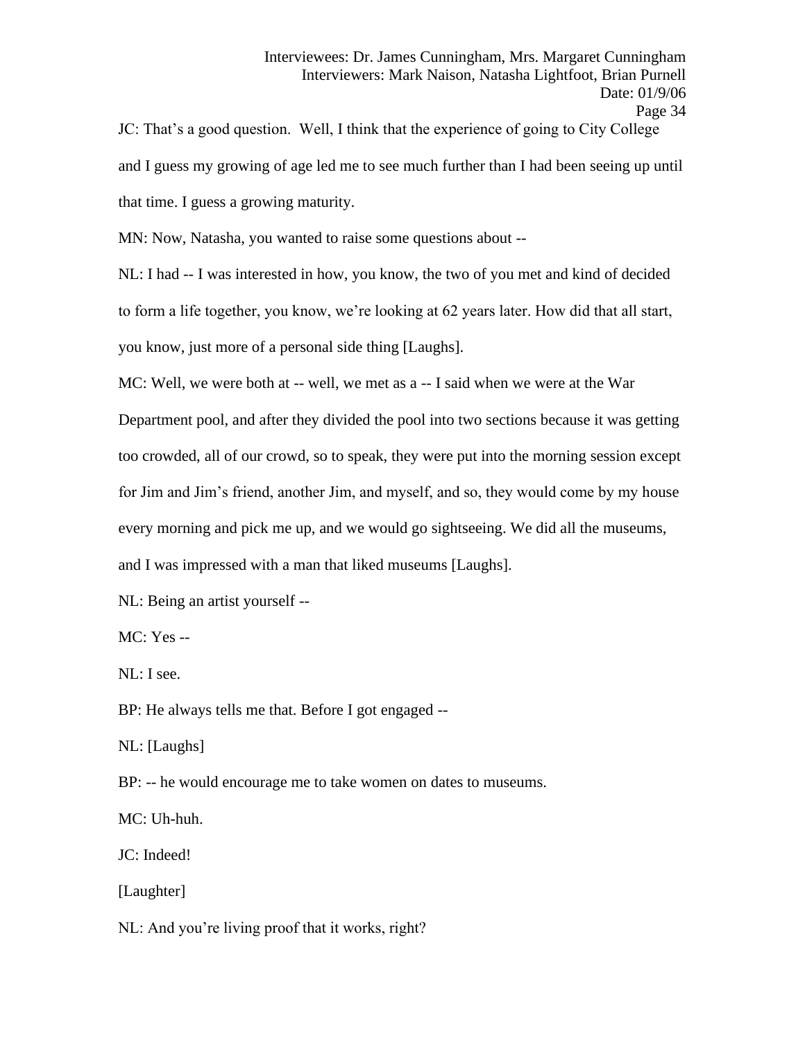JC: That's a good question. Well, I think that the experience of going to City College and I guess my growing of age led me to see much further than I had been seeing up until that time. I guess a growing maturity.

MN: Now, Natasha, you wanted to raise some questions about --

NL: I had -- I was interested in how, you know, the two of you met and kind of decided to form a life together, you know, we're looking at 62 years later. How did that all start, you know, just more of a personal side thing [Laughs].

MC: Well, we were both at -- well, we met as a -- I said when we were at the War Department pool, and after they divided the pool into two sections because it was getting too crowded, all of our crowd, so to speak, they were put into the morning session except for Jim and Jim's friend, another Jim, and myself, and so, they would come by my house every morning and pick me up, and we would go sightseeing. We did all the museums, and I was impressed with a man that liked museums [Laughs].

NL: Being an artist yourself --

MC: Yes --

NL: I see.

BP: He always tells me that. Before I got engaged --

NL: [Laughs]

BP: -- he would encourage me to take women on dates to museums.

MC: Uh-huh.

JC: Indeed!

[Laughter]

NL: And you're living proof that it works, right?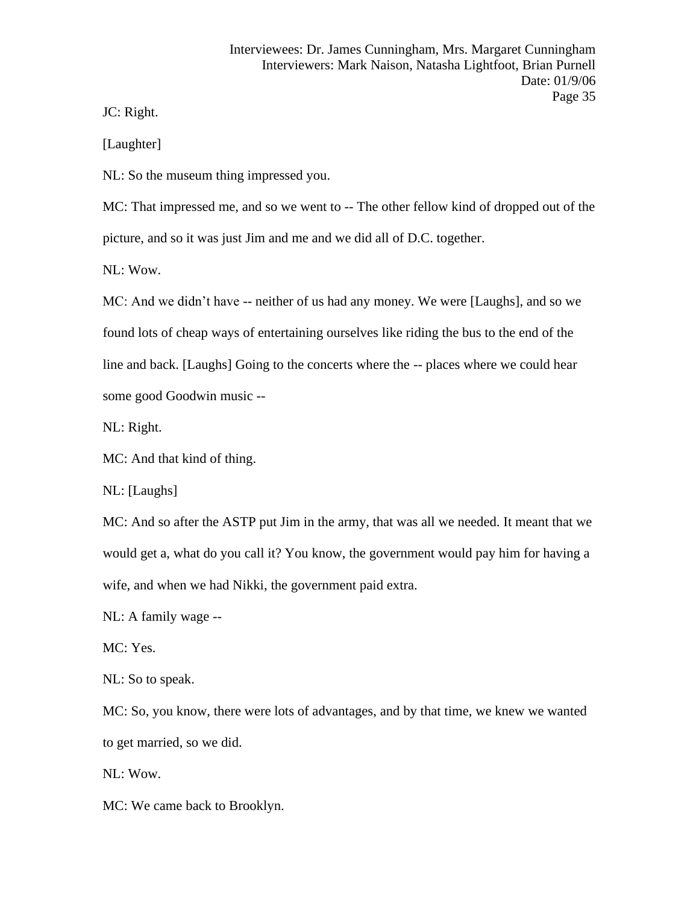JC: Right.

[Laughter]

NL: So the museum thing impressed you.

MC: That impressed me, and so we went to -- The other fellow kind of dropped out of the picture, and so it was just Jim and me and we did all of D.C. together.

NL: Wow.

MC: And we didn't have -- neither of us had any money. We were [Laughs], and so we found lots of cheap ways of entertaining ourselves like riding the bus to the end of the line and back. [Laughs] Going to the concerts where the -- places where we could hear some good Goodwin music --

NL: Right.

MC: And that kind of thing.

NL: [Laughs]

MC: And so after the ASTP put Jim in the army, that was all we needed. It meant that we would get a, what do you call it? You know, the government would pay him for having a wife, and when we had Nikki, the government paid extra.

NL: A family wage --

MC: Yes.

NL: So to speak.

MC: So, you know, there were lots of advantages, and by that time, we knew we wanted to get married, so we did.

NL: Wow.

MC: We came back to Brooklyn.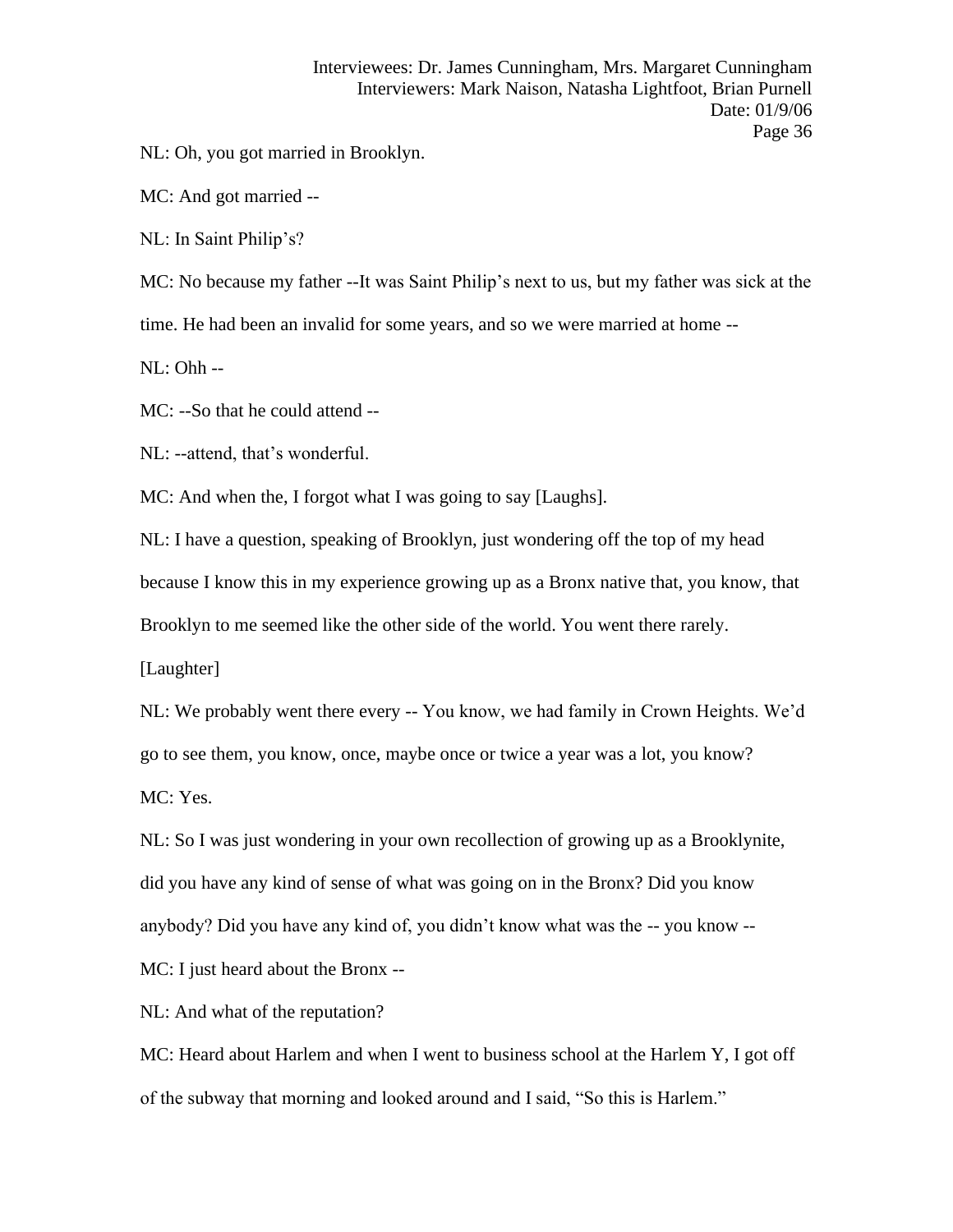NL: Oh, you got married in Brooklyn.

MC: And got married --

NL: In Saint Philip's?

MC: No because my father --It was Saint Philip's next to us, but my father was sick at the time. He had been an invalid for some years, and so we were married at home --

NL: Ohh --

MC: --So that he could attend --

NL: --attend, that's wonderful.

MC: And when the, I forgot what I was going to say [Laughs].

NL: I have a question, speaking of Brooklyn, just wondering off the top of my head because I know this in my experience growing up as a Bronx native that, you know, that Brooklyn to me seemed like the other side of the world. You went there rarely.

[Laughter]

NL: We probably went there every -- You know, we had family in Crown Heights. We'd go to see them, you know, once, maybe once or twice a year was a lot, you know?

MC: Yes.

NL: So I was just wondering in your own recollection of growing up as a Brooklynite, did you have any kind of sense of what was going on in the Bronx? Did you know anybody? Did you have any kind of, you didn't know what was the -- you know --

MC: I just heard about the Bronx --

NL: And what of the reputation?

MC: Heard about Harlem and when I went to business school at the Harlem Y, I got off of the subway that morning and looked around and I said, "So this is Harlem."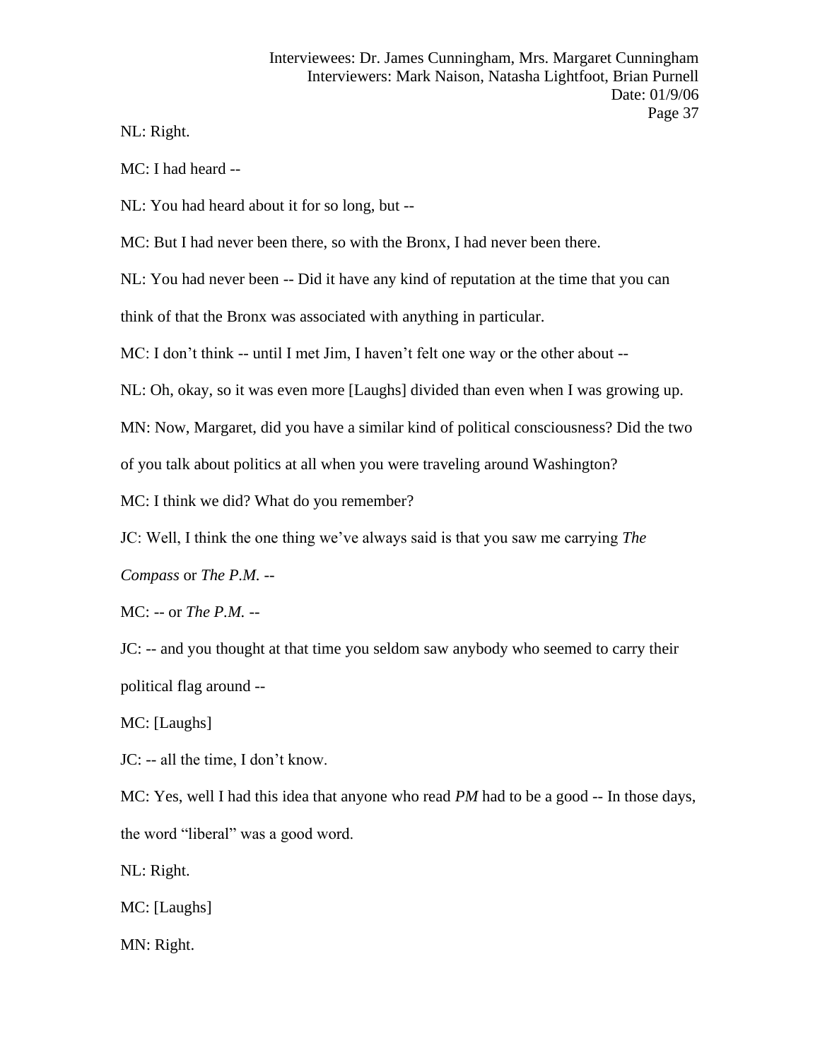NL: Right.

MC: I had heard --

NL: You had heard about it for so long, but --

MC: But I had never been there, so with the Bronx, I had never been there.

NL: You had never been -- Did it have any kind of reputation at the time that you can think of that the Bronx was associated with anything in particular.

MC: I don't think -- until I met Jim, I haven't felt one way or the other about --

NL: Oh, okay, so it was even more [Laughs] divided than even when I was growing up.

MN: Now, Margaret, did you have a similar kind of political consciousness? Did the two of you talk about politics at all when you were traveling around Washington?

MC: I think we did? What do you remember?

JC: Well, I think the one thing we've always said is that you saw me carrying *The Compass* or *The P.M.* --

MC: -- or *The P.M.* --

JC: -- and you thought at that time you seldom saw anybody who seemed to carry their political flag around --

MC: [Laughs]

JC: -- all the time, I don't know.

MC: Yes, well I had this idea that anyone who read *PM* had to be a good -- In those days, the word "liberal" was a good word.

NL: Right.

MC: [Laughs]

MN: Right.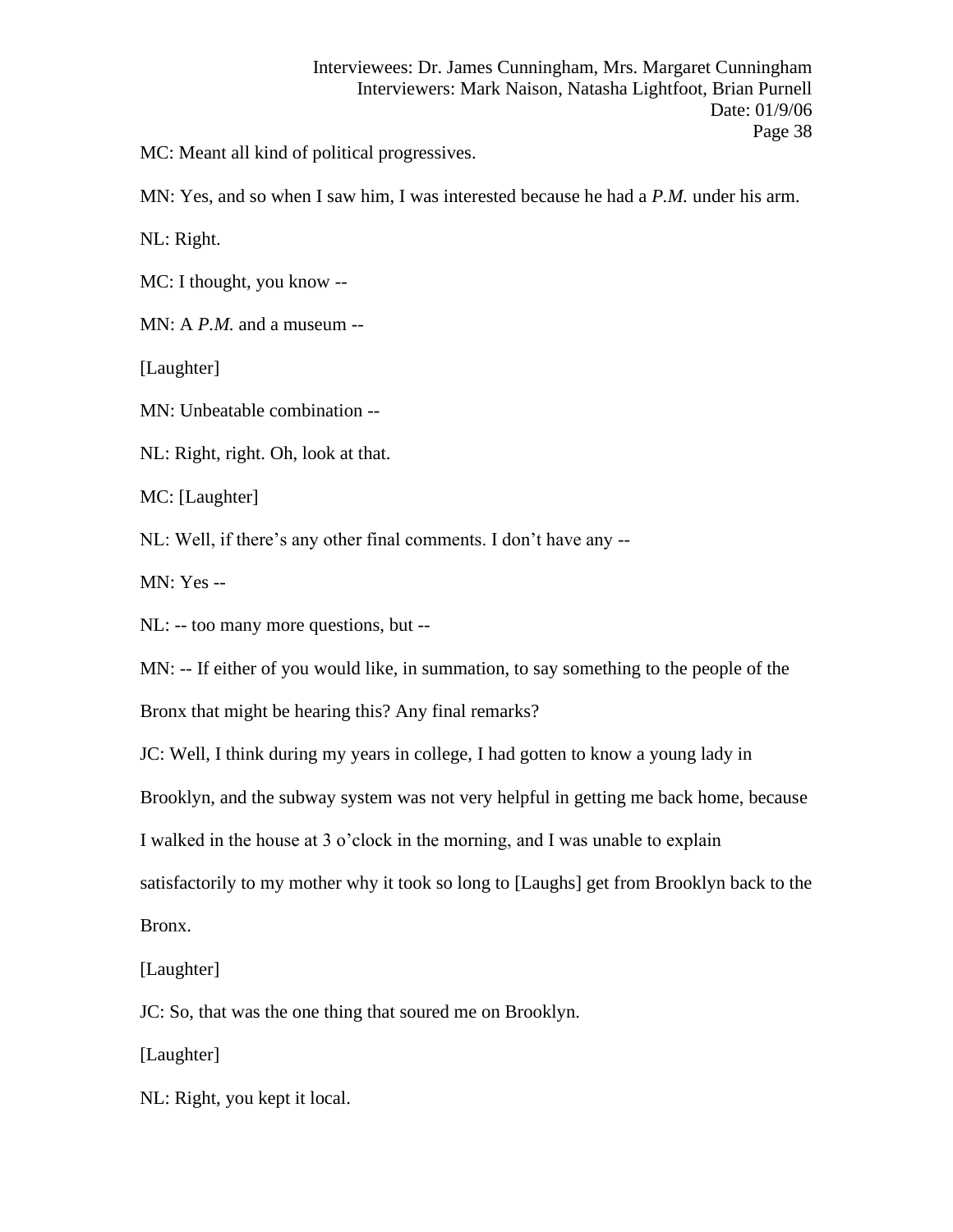MC: Meant all kind of political progressives.

MN: Yes, and so when I saw him, I was interested because he had a *P.M.* under his arm.

NL: Right.

MC: I thought, you know --

MN: A *P.M.* and a museum --

[Laughter]

MN: Unbeatable combination --

NL: Right, right. Oh, look at that.

MC: [Laughter]

NL: Well, if there's any other final comments. I don't have any --

MN: Yes --

NL: -- too many more questions, but --

MN: -- If either of you would like, in summation, to say something to the people of the Bronx that might be hearing this? Any final remarks?

JC: Well, I think during my years in college, I had gotten to know a young lady in Brooklyn, and the subway system was not very helpful in getting me back home, because I walked in the house at 3 o'clock in the morning, and I was unable to explain satisfactorily to my mother why it took so long to [Laughs] get from Brooklyn back to the Bronx.

[Laughter]

JC: So, that was the one thing that soured me on Brooklyn.

[Laughter]

NL: Right, you kept it local.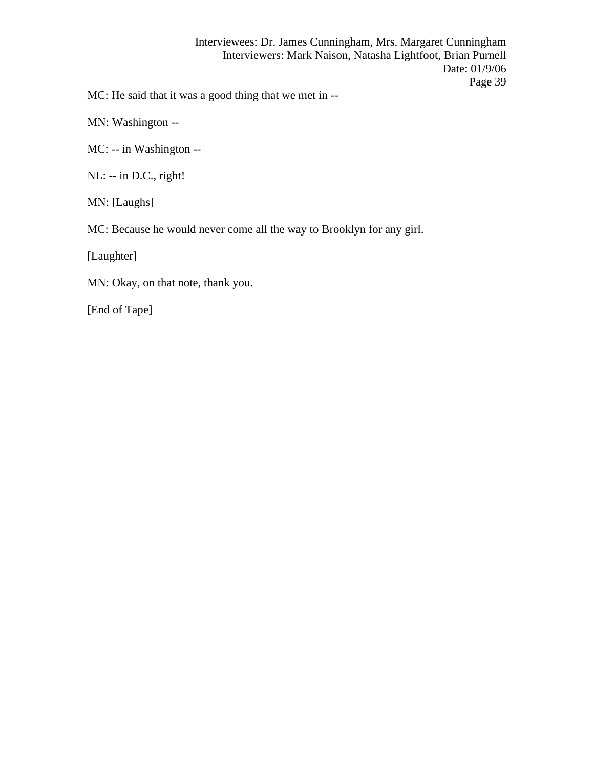MC: He said that it was a good thing that we met in --

MN: Washington --

MC: -- in Washington --

NL: -- in D.C., right!

MN: [Laughs]

MC: Because he would never come all the way to Brooklyn for any girl.

[Laughter]

MN: Okay, on that note, thank you.

[End of Tape]